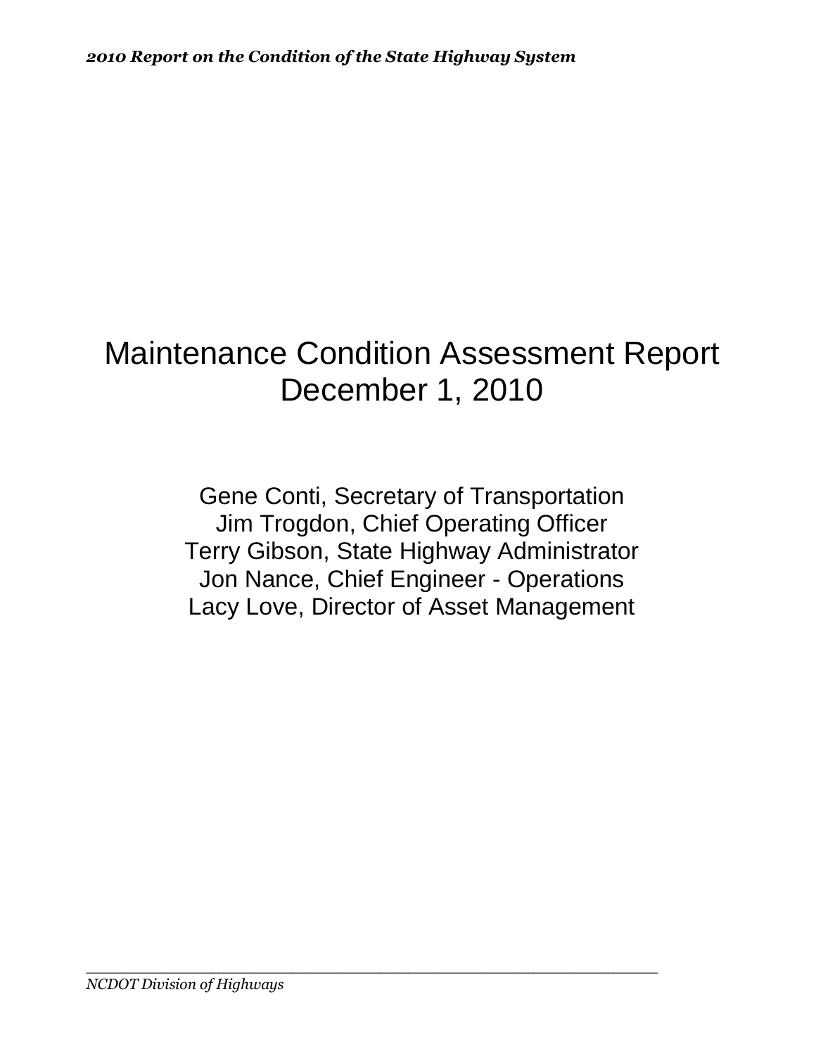# Maintenance Condition Assessment Report
# December 1, 2010

Gene Conti, Secretary of Transportation
Jim Trogdon, Chief Operating Officer
Terry Gibson, State Highway Administrator
Jon Nance, Chief Engineer - Operations
Lacy Love, Director of Asset Management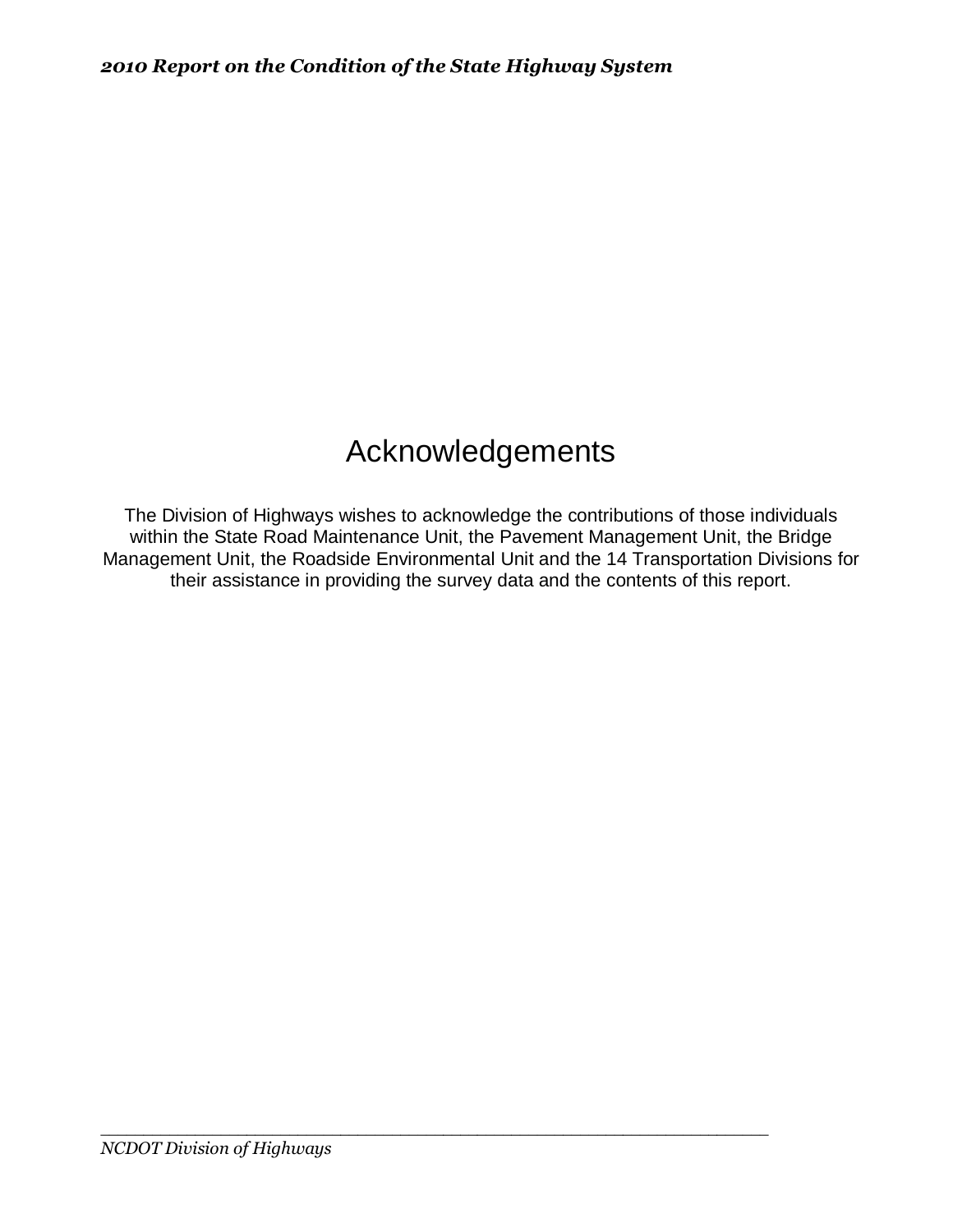# Acknowledgements

The Division of Highways wishes to acknowledge the contributions of those individuals within the State Road Maintenance Unit, the Pavement Management Unit, the Bridge Management Unit, the Roadside Environmental Unit and the 14 Transportation Divisions for their assistance in providing the survey data and the contents of this report.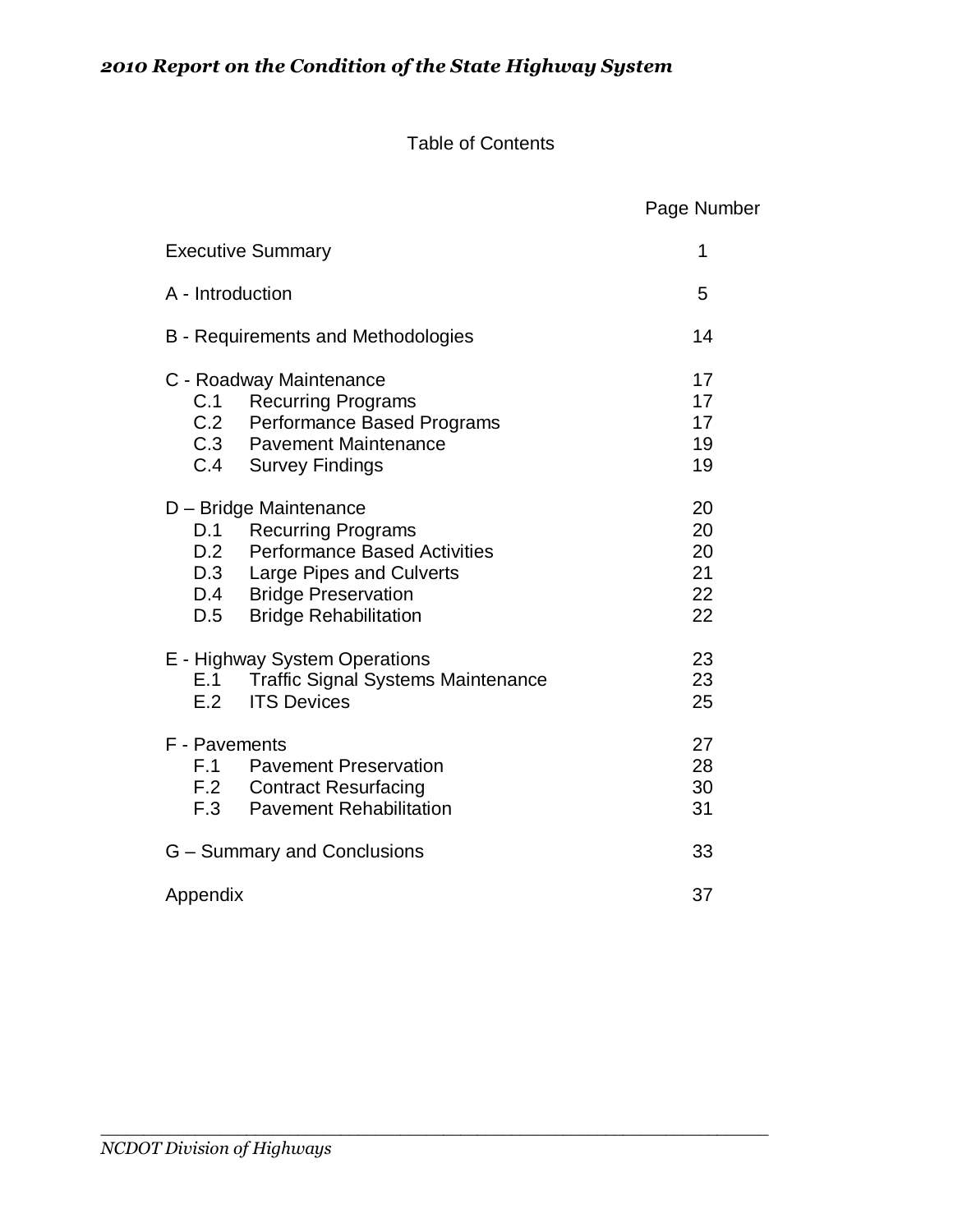## Table of Contents

| | Page Number |
|---|---|
| Executive Summary | 1 |
| A - Introduction | 5 |
| B - Requirements and Methodologies | 14 |
| C - Roadway Maintenance | 17 |
| C.1 Recurring Programs | 17 |
| C.2 Performance Based Programs | 17 |
| C.3 Pavement Maintenance | 19 |
| C.4 Survey Findings | 19 |
| D – Bridge Maintenance | 20 |
| D.1 Recurring Programs | 20 |
| D.2 Performance Based Activities | 20 |
| D.3 Large Pipes and Culverts | 21 |
| D.4 Bridge Preservation | 22 |
| D.5 Bridge Rehabilitation | 22 |
| E - Highway System Operations | 23 |
| E.1 Traffic Signal Systems Maintenance | 23 |
| E.2 ITS Devices | 25 |
| F - Pavements | 27 |
| F.1 Pavement Preservation | 28 |
| F.2 Contract Resurfacing | 30 |
| F.3 Pavement Rehabilitation | 31 |
| G – Summary and Conclusions | 33 |
| Appendix | 37 |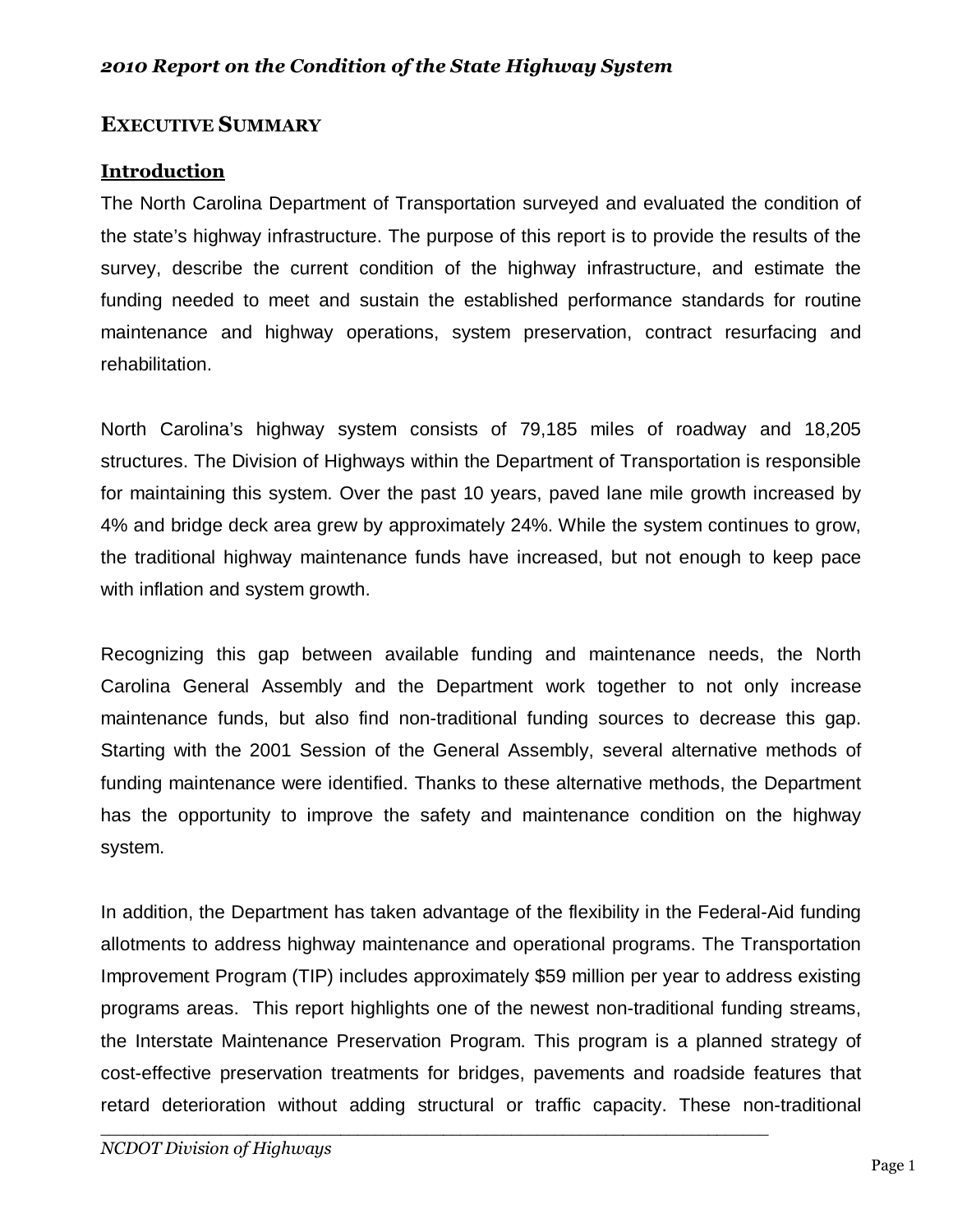## EXECUTIVE SUMMARY

### Introduction

The North Carolina Department of Transportation surveyed and evaluated the condition of the state's highway infrastructure. The purpose of this report is to provide the results of the survey, describe the current condition of the highway infrastructure, and estimate the funding needed to meet and sustain the established performance standards for routine maintenance and highway operations, system preservation, contract resurfacing and rehabilitation.

North Carolina's highway system consists of 79,185 miles of roadway and 18,205 structures. The Division of Highways within the Department of Transportation is responsible for maintaining this system. Over the past 10 years, paved lane mile growth increased by 4% and bridge deck area grew by approximately 24%. While the system continues to grow, the traditional highway maintenance funds have increased, but not enough to keep pace with inflation and system growth.

Recognizing this gap between available funding and maintenance needs, the North Carolina General Assembly and the Department work together to not only increase maintenance funds, but also find non-traditional funding sources to decrease this gap. Starting with the 2001 Session of the General Assembly, several alternative methods of funding maintenance were identified. Thanks to these alternative methods, the Department has the opportunity to improve the safety and maintenance condition on the highway system.

In addition, the Department has taken advantage of the flexibility in the Federal-Aid funding allotments to address highway maintenance and operational programs. The Transportation Improvement Program (TIP) includes approximately $59 million per year to address existing programs areas. This report highlights one of the newest non-traditional funding streams, the Interstate Maintenance Preservation Program. This program is a planned strategy of cost-effective preservation treatments for bridges, pavements and roadside features that retard deterioration without adding structural or traffic capacity. These non-traditional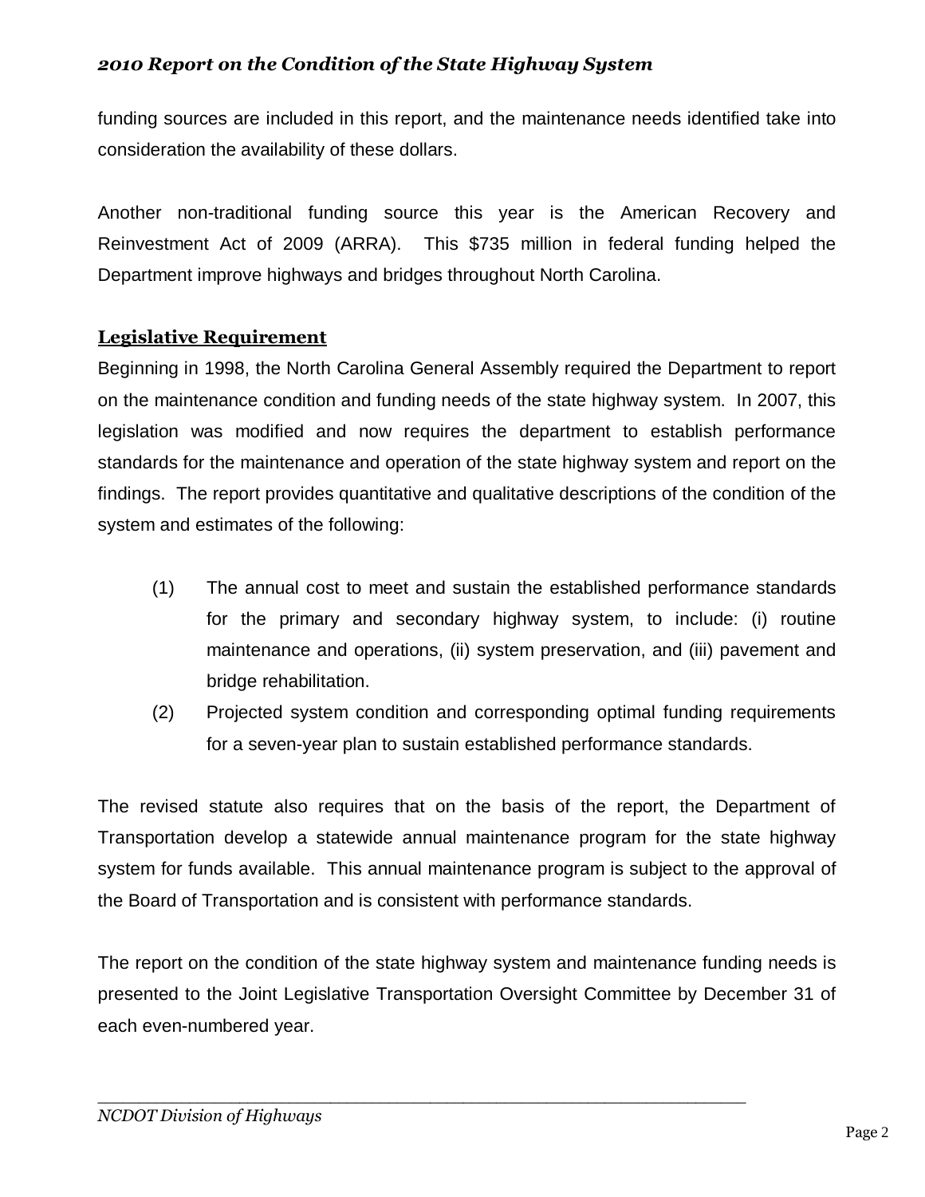funding sources are included in this report, and the maintenance needs identified take into consideration the availability of these dollars.

Another non-traditional funding source this year is the American Recovery and Reinvestment Act of 2009 (ARRA). This $735 million in federal funding helped the Department improve highways and bridges throughout North Carolina.

## Legislative Requirement

Beginning in 1998, the North Carolina General Assembly required the Department to report on the maintenance condition and funding needs of the state highway system. In 2007, this legislation was modified and now requires the department to establish performance standards for the maintenance and operation of the state highway system and report on the findings. The report provides quantitative and qualitative descriptions of the condition of the system and estimates of the following:

(1) The annual cost to meet and sustain the established performance standards for the primary and secondary highway system, to include: (i) routine maintenance and operations, (ii) system preservation, and (iii) pavement and bridge rehabilitation.

(2) Projected system condition and corresponding optimal funding requirements for a seven-year plan to sustain established performance standards.

The revised statute also requires that on the basis of the report, the Department of Transportation develop a statewide annual maintenance program for the state highway system for funds available. This annual maintenance program is subject to the approval of the Board of Transportation and is consistent with performance standards.

The report on the condition of the state highway system and maintenance funding needs is presented to the Joint Legislative Transportation Oversight Committee by December 31 of each even-numbered year.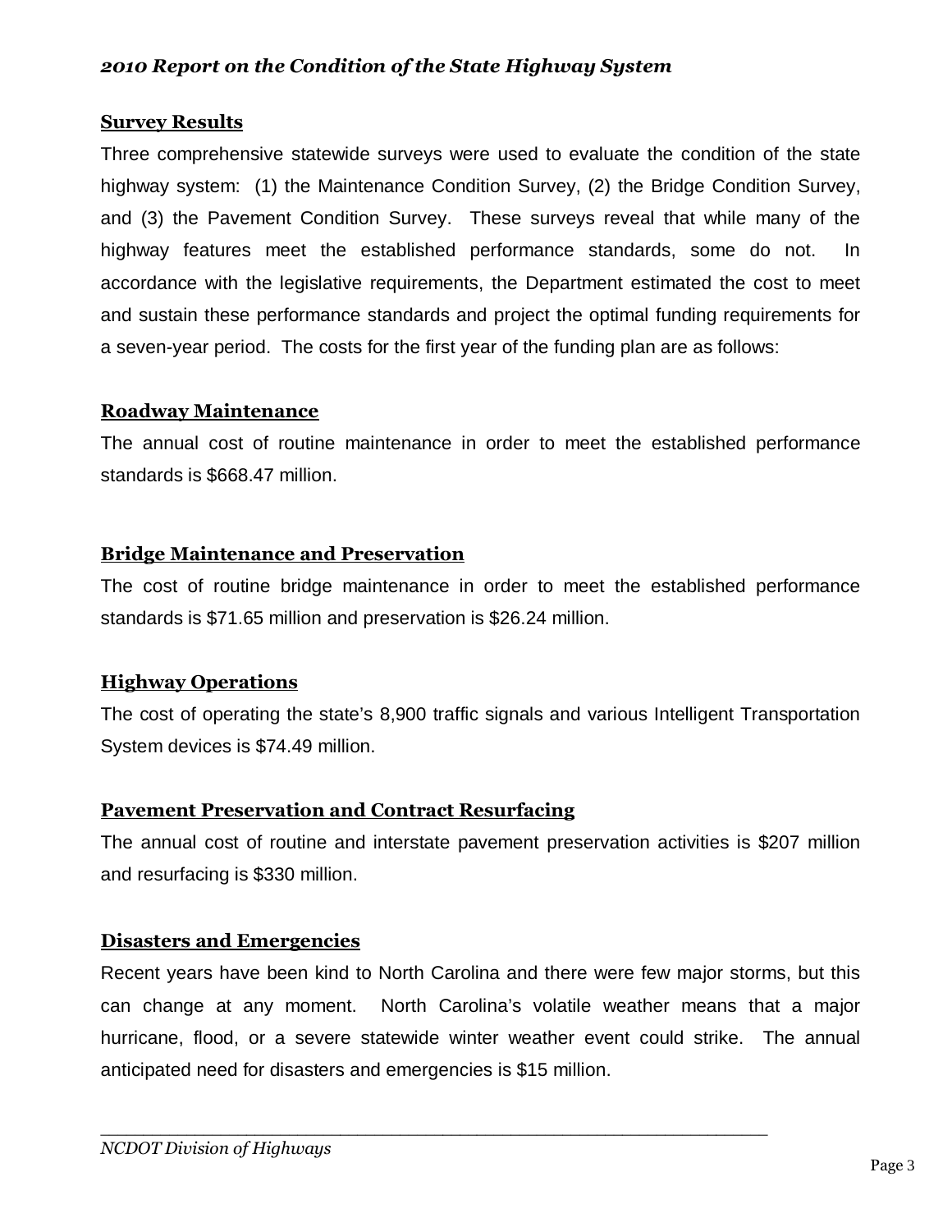## Survey Results

Three comprehensive statewide surveys were used to evaluate the condition of the state highway system: (1) the Maintenance Condition Survey, (2) the Bridge Condition Survey, and (3) the Pavement Condition Survey. These surveys reveal that while many of the highway features meet the established performance standards, some do not. In accordance with the legislative requirements, the Department estimated the cost to meet and sustain these performance standards and project the optimal funding requirements for a seven-year period. The costs for the first year of the funding plan are as follows:

## Roadway Maintenance

The annual cost of routine maintenance in order to meet the established performance standards is $668.47 million.

## Bridge Maintenance and Preservation

The cost of routine bridge maintenance in order to meet the established performance standards is $71.65 million and preservation is $26.24 million.

## Highway Operations

The cost of operating the state's 8,900 traffic signals and various Intelligent Transportation System devices is $74.49 million.

## Pavement Preservation and Contract Resurfacing

The annual cost of routine and interstate pavement preservation activities is $207 million and resurfacing is $330 million.

## Disasters and Emergencies

Recent years have been kind to North Carolina and there were few major storms, but this can change at any moment. North Carolina's volatile weather means that a major hurricane, flood, or a severe statewide winter weather event could strike. The annual anticipated need for disasters and emergencies is $15 million.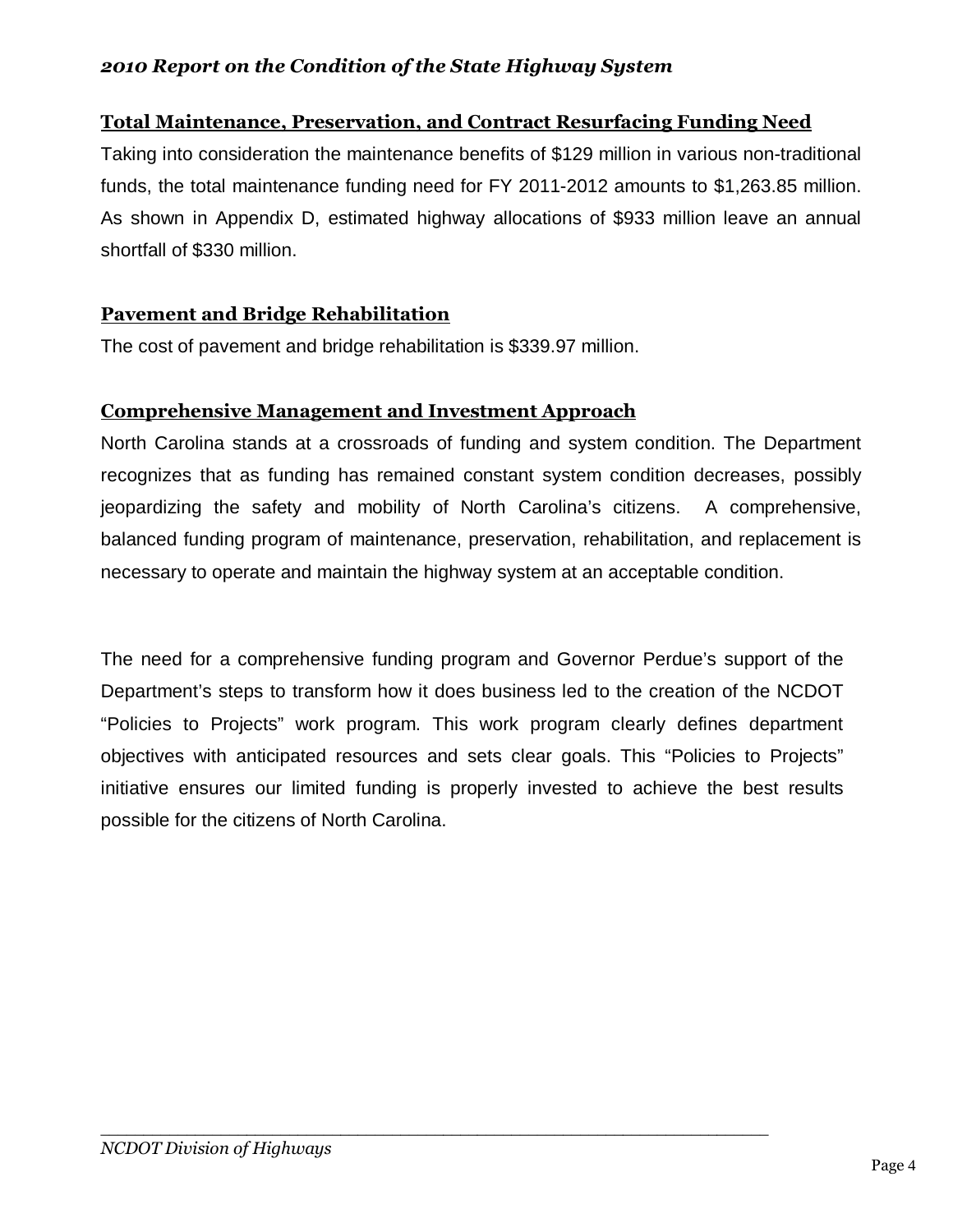## Total Maintenance, Preservation, and Contract Resurfacing Funding Need

Taking into consideration the maintenance benefits of $129 million in various non-traditional funds, the total maintenance funding need for FY 2011-2012 amounts to $1,263.85 million. As shown in Appendix D, estimated highway allocations of $933 million leave an annual shortfall of $330 million.

## Pavement and Bridge Rehabilitation

The cost of pavement and bridge rehabilitation is $339.97 million.

## Comprehensive Management and Investment Approach

North Carolina stands at a crossroads of funding and system condition. The Department recognizes that as funding has remained constant system condition decreases, possibly jeopardizing the safety and mobility of North Carolina's citizens. A comprehensive, balanced funding program of maintenance, preservation, rehabilitation, and replacement is necessary to operate and maintain the highway system at an acceptable condition.

The need for a comprehensive funding program and Governor Perdue's support of the Department's steps to transform how it does business led to the creation of the NCDOT "Policies to Projects" work program. This work program clearly defines department objectives with anticipated resources and sets clear goals. This "Policies to Projects" initiative ensures our limited funding is properly invested to achieve the best results possible for the citizens of North Carolina.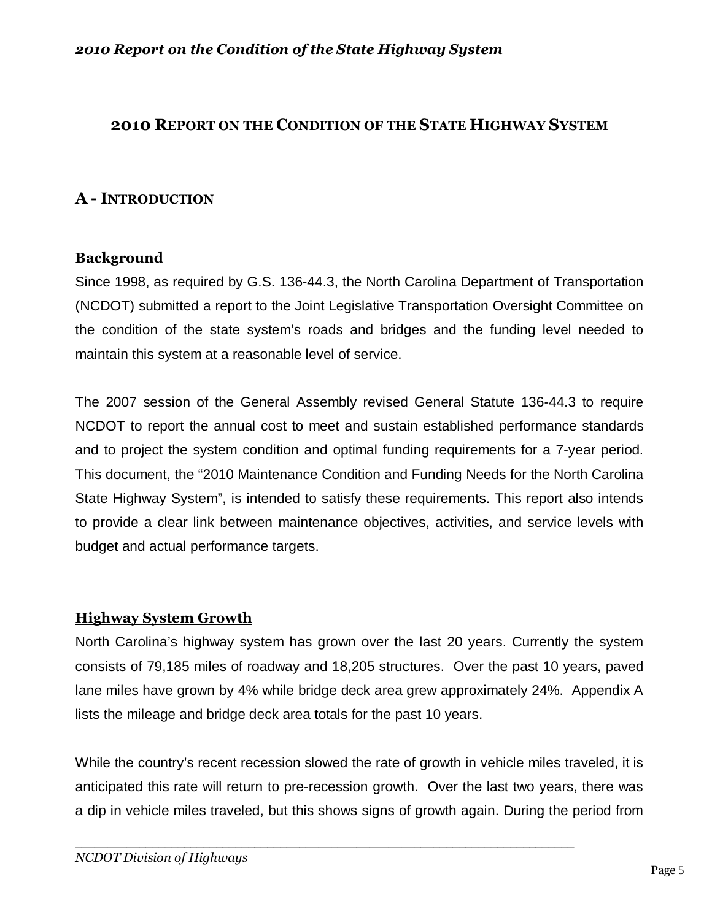# 2010 REPORT ON THE CONDITION OF THE STATE HIGHWAY SYSTEM

## A - INTRODUCTION

### Background

Since 1998, as required by G.S. 136-44.3, the North Carolina Department of Transportation (NCDOT) submitted a report to the Joint Legislative Transportation Oversight Committee on the condition of the state system's roads and bridges and the funding level needed to maintain this system at a reasonable level of service.

The 2007 session of the General Assembly revised General Statute 136-44.3 to require NCDOT to report the annual cost to meet and sustain established performance standards and to project the system condition and optimal funding requirements for a 7-year period. This document, the "2010 Maintenance Condition and Funding Needs for the North Carolina State Highway System", is intended to satisfy these requirements. This report also intends to provide a clear link between maintenance objectives, activities, and service levels with budget and actual performance targets.

### Highway System Growth

North Carolina's highway system has grown over the last 20 years. Currently the system consists of 79,185 miles of roadway and 18,205 structures. Over the past 10 years, paved lane miles have grown by 4% while bridge deck area grew approximately 24%. Appendix A lists the mileage and bridge deck area totals for the past 10 years.

While the country's recent recession slowed the rate of growth in vehicle miles traveled, it is anticipated this rate will return to pre-recession growth. Over the last two years, there was a dip in vehicle miles traveled, but this shows signs of growth again. During the period from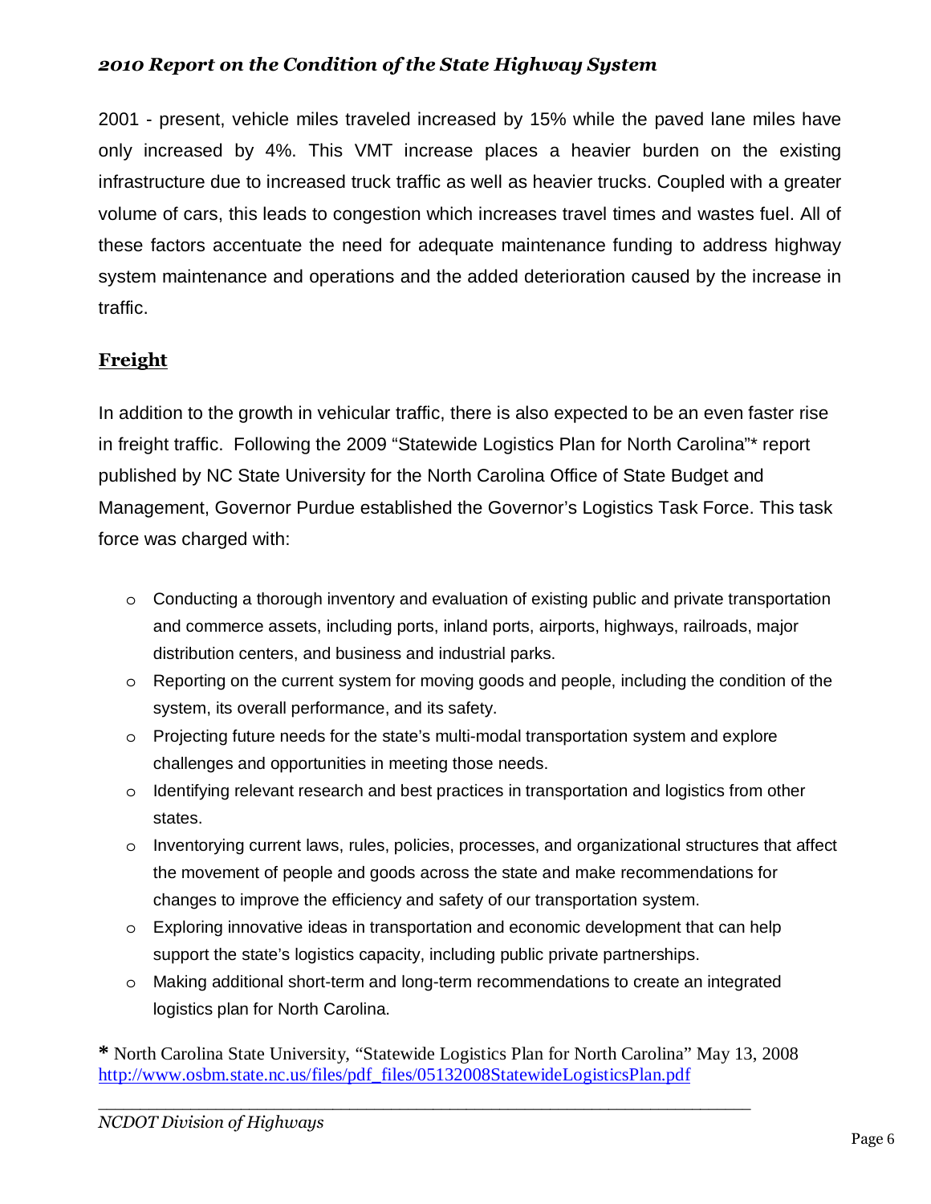2001 - present, vehicle miles traveled increased by 15% while the paved lane miles have only increased by 4%. This VMT increase places a heavier burden on the existing infrastructure due to increased truck traffic as well as heavier trucks. Coupled with a greater volume of cars, this leads to congestion which increases travel times and wastes fuel. All of these factors accentuate the need for adequate maintenance funding to address highway system maintenance and operations and the added deterioration caused by the increase in traffic.

## Freight

In addition to the growth in vehicular traffic, there is also expected to be an even faster rise in freight traffic. Following the 2009 "Statewide Logistics Plan for North Carolina"* report published by NC State University for the North Carolina Office of State Budget and Management, Governor Purdue established the Governor's Logistics Task Force. This task force was charged with:

- Conducting a thorough inventory and evaluation of existing public and private transportation and commerce assets, including ports, inland ports, airports, highways, railroads, major distribution centers, and business and industrial parks.
- Reporting on the current system for moving goods and people, including the condition of the system, its overall performance, and its safety.
- Projecting future needs for the state's multi-modal transportation system and explore challenges and opportunities in meeting those needs.
- Identifying relevant research and best practices in transportation and logistics from other states.
- Inventorying current laws, rules, policies, processes, and organizational structures that affect the movement of people and goods across the state and make recommendations for changes to improve the efficiency and safety of our transportation system.
- Exploring innovative ideas in transportation and economic development that can help support the state's logistics capacity, including public private partnerships.
- Making additional short-term and long-term recommendations to create an integrated logistics plan for North Carolina.

\* North Carolina State University, "Statewide Logistics Plan for North Carolina" May 13, 2008 http://www.osbm.state.nc.us/files/pdf_files/05132008StatewideLogisticsPlan.pdf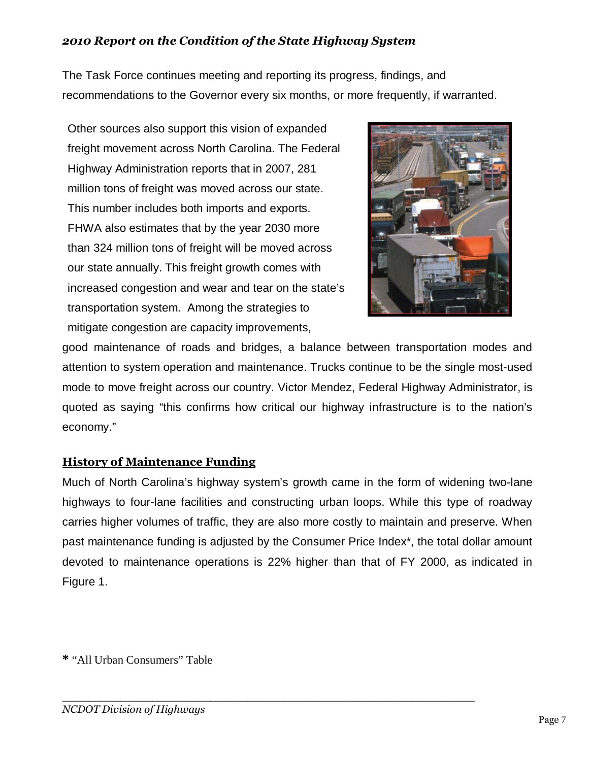The Task Force continues meeting and reporting its progress, findings, and recommendations to the Governor every six months, or more frequently, if warranted.

Other sources also support this vision of expanded freight movement across North Carolina. The Federal Highway Administration reports that in 2007, 281 million tons of freight was moved across our state. This number includes both imports and exports. FHWA also estimates that by the year 2030 more than 324 million tons of freight will be moved across our state annually. This freight growth comes with increased congestion and wear and tear on the state's transportation system. Among the strategies to mitigate congestion are capacity improvements, good maintenance of roads and bridges, a balance between transportation modes and attention to system operation and maintenance. Trucks continue to be the single most-used mode to move freight across our country. Victor Mendez, Federal Highway Administrator, is quoted as saying "this confirms how critical our highway infrastructure is to the nation's economy."

## History of Maintenance Funding

Much of North Carolina's highway system's growth came in the form of widening two-lane highways to four-lane facilities and constructing urban loops. While this type of roadway carries higher volumes of traffic, they are also more costly to maintain and preserve. When past maintenance funding is adjusted by the Consumer Price Index*, the total dollar amount devoted to maintenance operations is 22% higher than that of FY 2000, as indicated in Figure 1.

* "All Urban Consumers" Table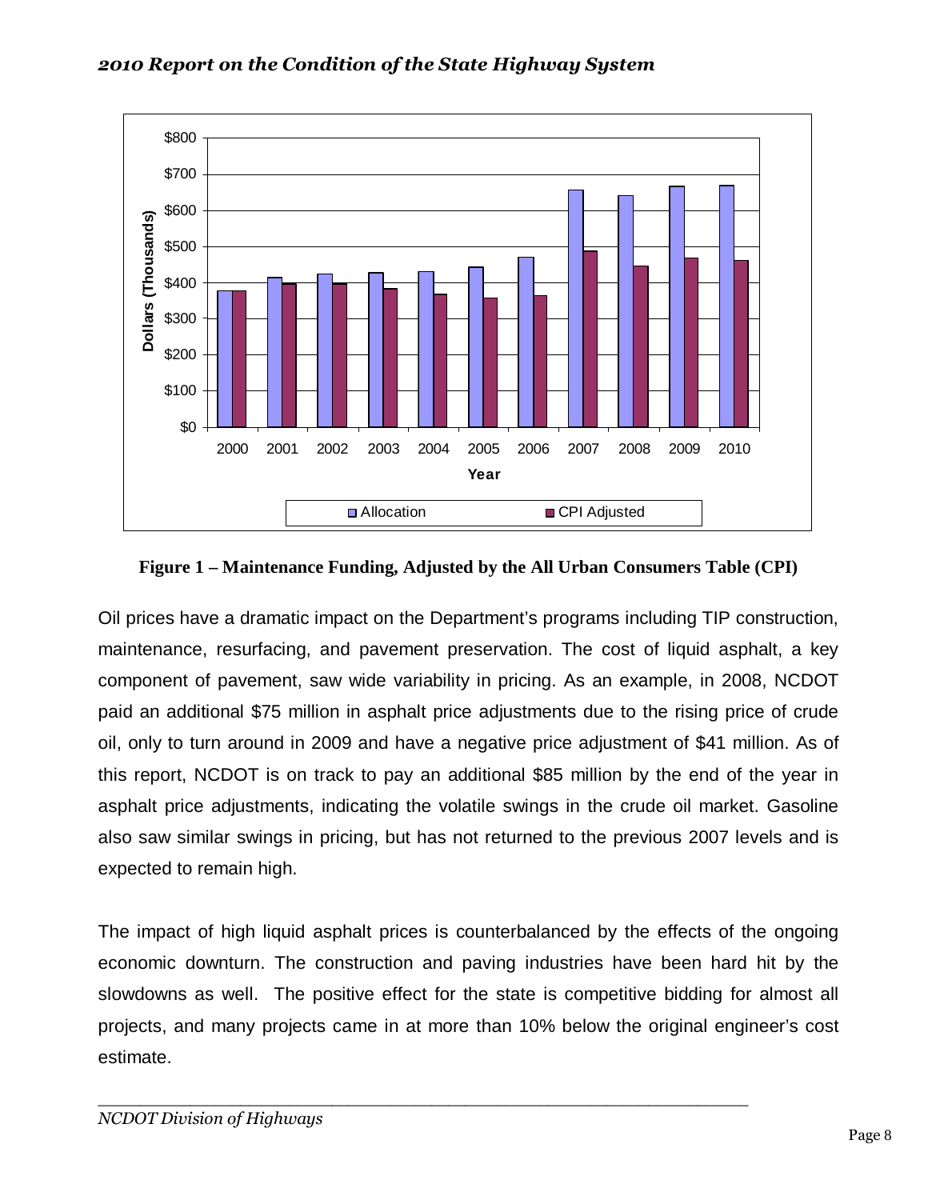**Figure 1 – Maintenance Funding, Adjusted by the All Urban Consumers Table (CPI)**

Oil prices have a dramatic impact on the Department's programs including TIP construction, maintenance, resurfacing, and pavement preservation. The cost of liquid asphalt, a key component of pavement, saw wide variability in pricing. As an example, in 2008, NCDOT paid an additional $75 million in asphalt price adjustments due to the rising price of crude oil, only to turn around in 2009 and have a negative price adjustment of $41 million. As of this report, NCDOT is on track to pay an additional $85 million by the end of the year in asphalt price adjustments, indicating the volatile swings in the crude oil market. Gasoline also saw similar swings in pricing, but has not returned to the previous 2007 levels and is expected to remain high.

The impact of high liquid asphalt prices is counterbalanced by the effects of the ongoing economic downturn. The construction and paving industries have been hard hit by the slowdowns as well. The positive effect for the state is competitive bidding for almost all projects, and many projects came in at more than 10% below the original engineer's cost estimate.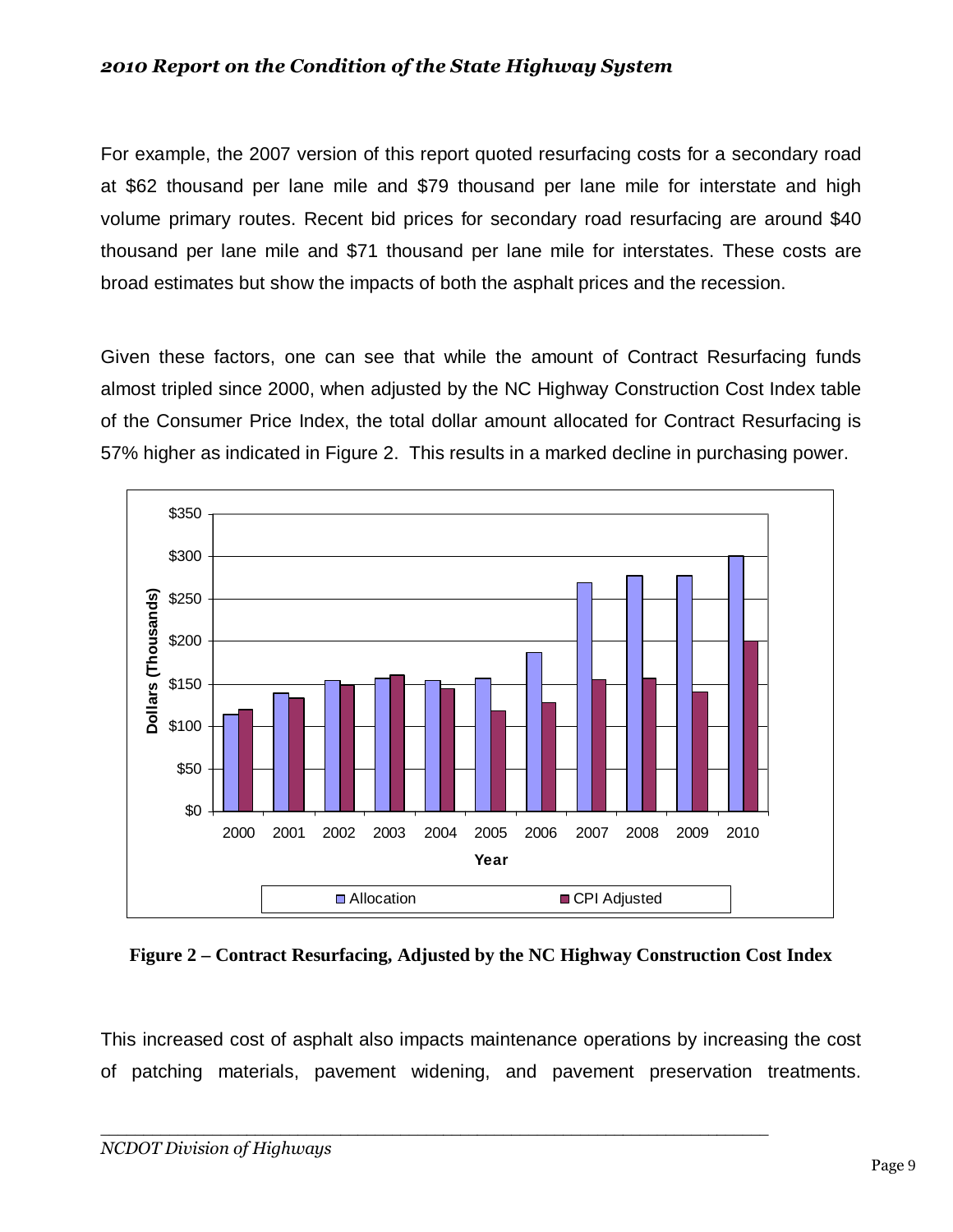For example, the 2007 version of this report quoted resurfacing costs for a secondary road at $62 thousand per lane mile and $79 thousand per lane mile for interstate and high volume primary routes. Recent bid prices for secondary road resurfacing are around $40 thousand per lane mile and $71 thousand per lane mile for interstates. These costs are broad estimates but show the impacts of both the asphalt prices and the recession.

Given these factors, one can see that while the amount of Contract Resurfacing funds almost tripled since 2000, when adjusted by the NC Highway Construction Cost Index table of the Consumer Price Index, the total dollar amount allocated for Contract Resurfacing is 57% higher as indicated in Figure 2. This results in a marked decline in purchasing power.

**Figure 2 – Contract Resurfacing, Adjusted by the NC Highway Construction Cost Index**

This increased cost of asphalt also impacts maintenance operations by increasing the cost of patching materials, pavement widening, and pavement preservation treatments.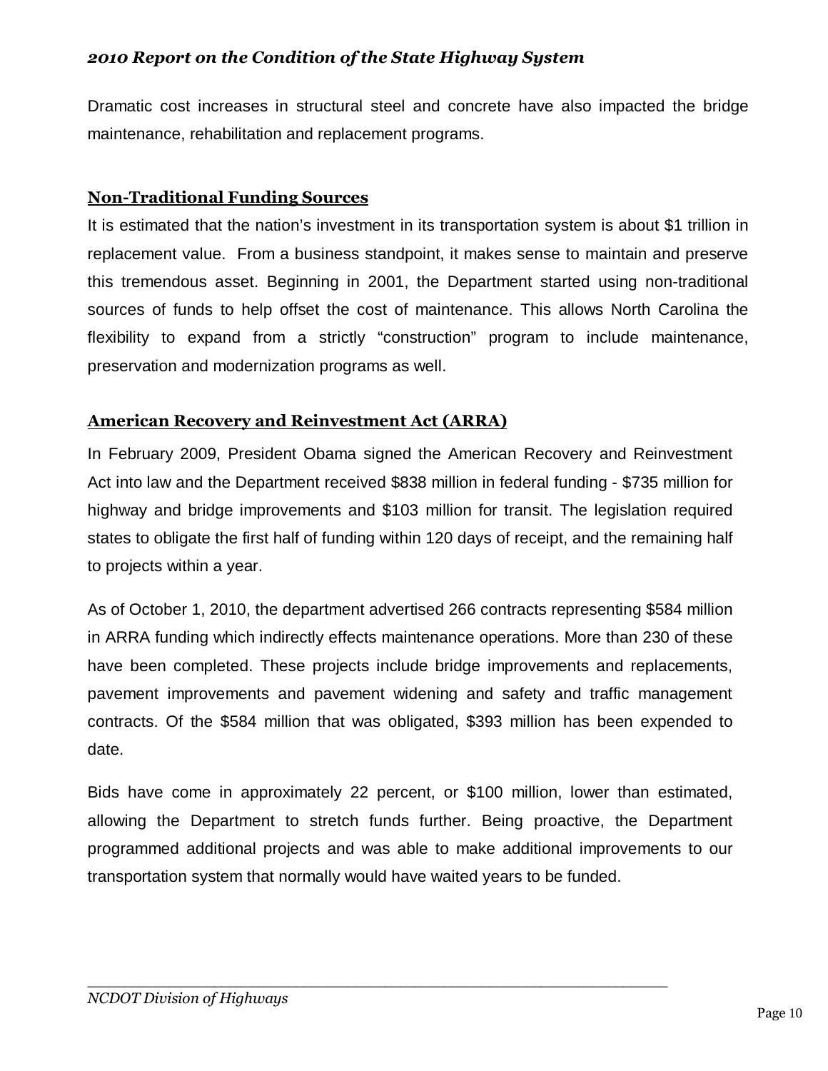Dramatic cost increases in structural steel and concrete have also impacted the bridge maintenance, rehabilitation and replacement programs.

## Non-Traditional Funding Sources

It is estimated that the nation's investment in its transportation system is about $1 trillion in replacement value. From a business standpoint, it makes sense to maintain and preserve this tremendous asset. Beginning in 2001, the Department started using non-traditional sources of funds to help offset the cost of maintenance. This allows North Carolina the flexibility to expand from a strictly "construction" program to include maintenance, preservation and modernization programs as well.

## American Recovery and Reinvestment Act (ARRA)

In February 2009, President Obama signed the American Recovery and Reinvestment Act into law and the Department received $838 million in federal funding - $735 million for highway and bridge improvements and $103 million for transit. The legislation required states to obligate the first half of funding within 120 days of receipt, and the remaining half to projects within a year.

As of October 1, 2010, the department advertised 266 contracts representing $584 million in ARRA funding which indirectly effects maintenance operations. More than 230 of these have been completed. These projects include bridge improvements and replacements, pavement improvements and pavement widening and safety and traffic management contracts. Of the $584 million that was obligated, $393 million has been expended to date.

Bids have come in approximately 22 percent, or $100 million, lower than estimated, allowing the Department to stretch funds further. Being proactive, the Department programmed additional projects and was able to make additional improvements to our transportation system that normally would have waited years to be funded.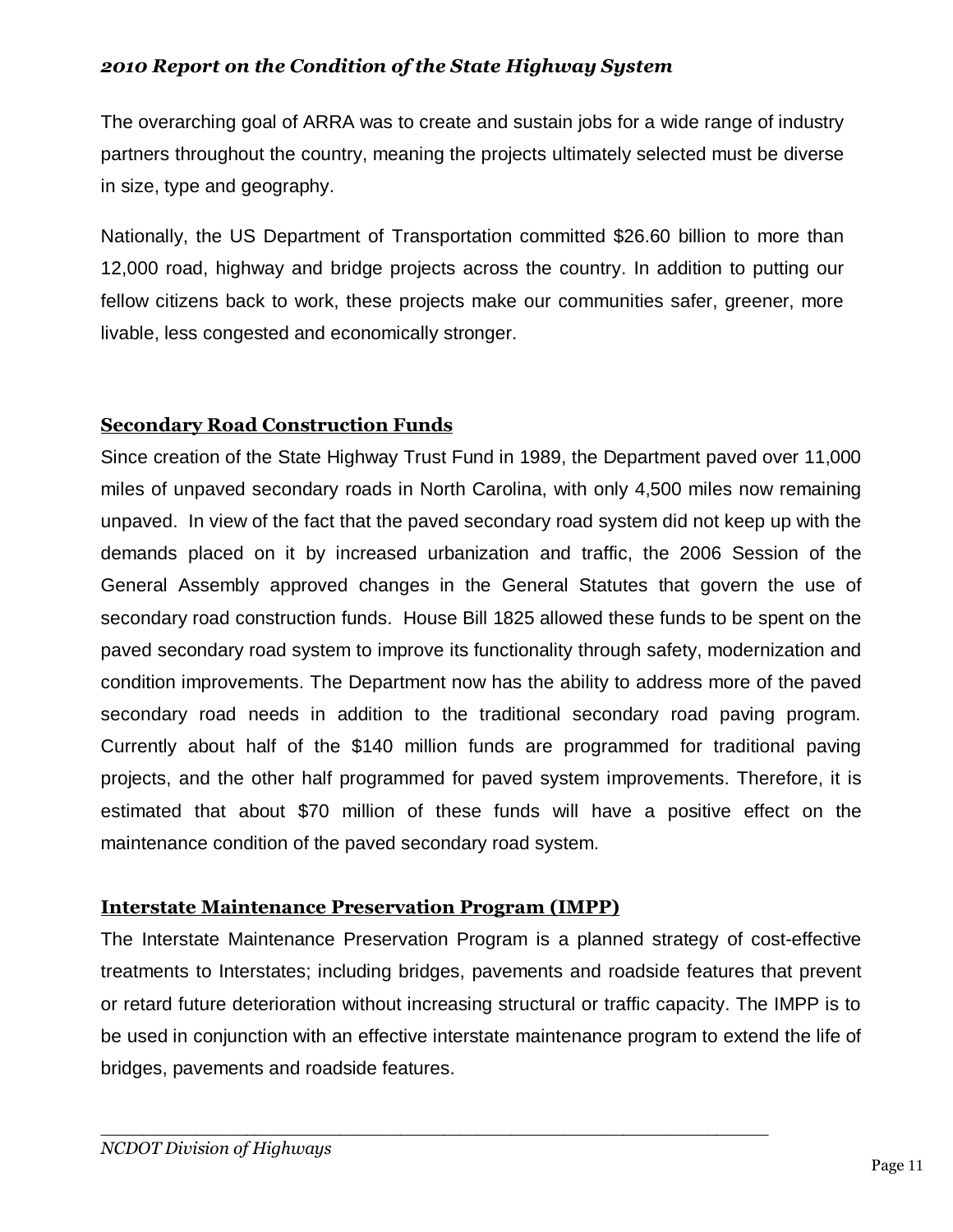The overarching goal of ARRA was to create and sustain jobs for a wide range of industry partners throughout the country, meaning the projects ultimately selected must be diverse in size, type and geography.

Nationally, the US Department of Transportation committed $26.60 billion to more than 12,000 road, highway and bridge projects across the country. In addition to putting our fellow citizens back to work, these projects make our communities safer, greener, more livable, less congested and economically stronger.

## Secondary Road Construction Funds

Since creation of the State Highway Trust Fund in 1989, the Department paved over 11,000 miles of unpaved secondary roads in North Carolina, with only 4,500 miles now remaining unpaved. In view of the fact that the paved secondary road system did not keep up with the demands placed on it by increased urbanization and traffic, the 2006 Session of the General Assembly approved changes in the General Statutes that govern the use of secondary road construction funds. House Bill 1825 allowed these funds to be spent on the paved secondary road system to improve its functionality through safety, modernization and condition improvements. The Department now has the ability to address more of the paved secondary road needs in addition to the traditional secondary road paving program. Currently about half of the $140 million funds are programmed for traditional paving projects, and the other half programmed for paved system improvements. Therefore, it is estimated that about $70 million of these funds will have a positive effect on the maintenance condition of the paved secondary road system.

## Interstate Maintenance Preservation Program (IMPP)

The Interstate Maintenance Preservation Program is a planned strategy of cost-effective treatments to Interstates; including bridges, pavements and roadside features that prevent or retard future deterioration without increasing structural or traffic capacity. The IMPP is to be used in conjunction with an effective interstate maintenance program to extend the life of bridges, pavements and roadside features.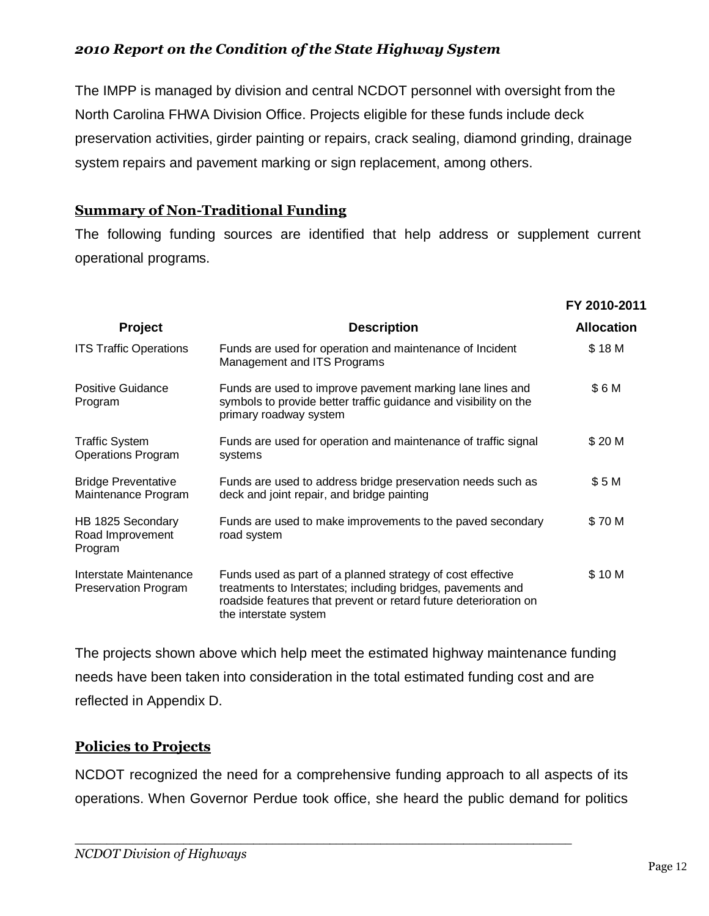The IMPP is managed by division and central NCDOT personnel with oversight from the North Carolina FHWA Division Office. Projects eligible for these funds include deck preservation activities, girder painting or repairs, crack sealing, diamond grinding, drainage system repairs and pavement marking or sign replacement, among others.

## Summary of Non-Traditional Funding

The following funding sources are identified that help address or supplement current operational programs.

| Project | Description | FY 2010-2011 Allocation |
|---|---|---|
| ITS Traffic Operations | Funds are used for operation and maintenance of Incident Management and ITS Programs | $ 18 M |
| Positive Guidance Program | Funds are used to improve pavement marking lane lines and symbols to provide better traffic guidance and visibility on the primary roadway system | $ 6 M |
| Traffic System Operations Program | Funds are used for operation and maintenance of traffic signal systems | $ 20 M |
| Bridge Preventative Maintenance Program | Funds are used to address bridge preservation needs such as deck and joint repair, and bridge painting | $ 5 M |
| HB 1825 Secondary Road Improvement Program | Funds are used to make improvements to the paved secondary road system | $ 70 M |
| Interstate Maintenance Preservation Program | Funds used as part of a planned strategy of cost effective treatments to Interstates; including bridges, pavements and roadside features that prevent or retard future deterioration on the interstate system | $ 10 M |

The projects shown above which help meet the estimated highway maintenance funding needs have been taken into consideration in the total estimated funding cost and are reflected in Appendix D.

## Policies to Projects

NCDOT recognized the need for a comprehensive funding approach to all aspects of its operations. When Governor Perdue took office, she heard the public demand for politics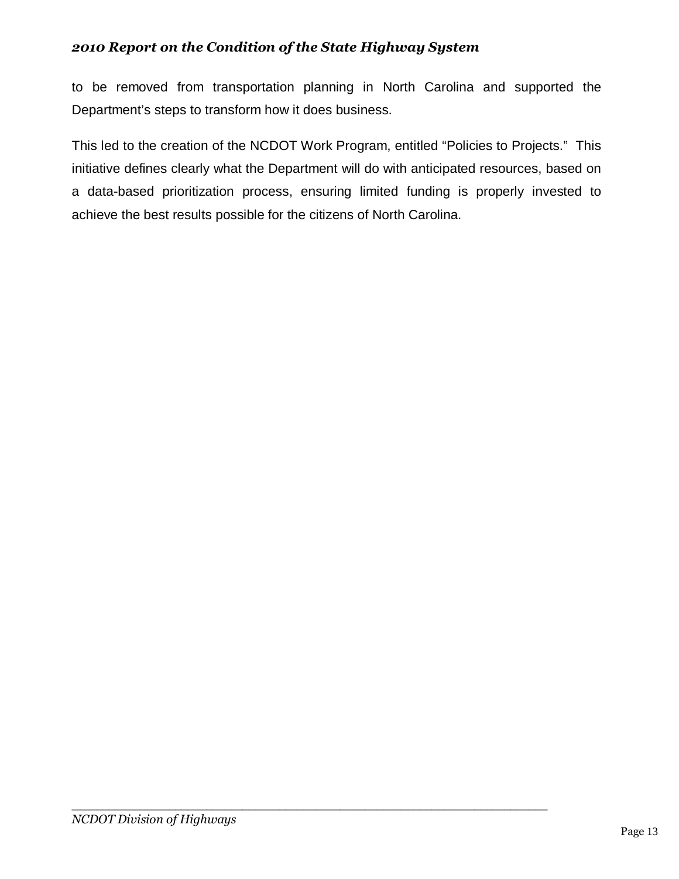to be removed from transportation planning in North Carolina and supported the Department’s steps to transform how it does business.

This led to the creation of the NCDOT Work Program, entitled “Policies to Projects.” This initiative defines clearly what the Department will do with anticipated resources, based on a data-based prioritization process, ensuring limited funding is properly invested to achieve the best results possible for the citizens of North Carolina.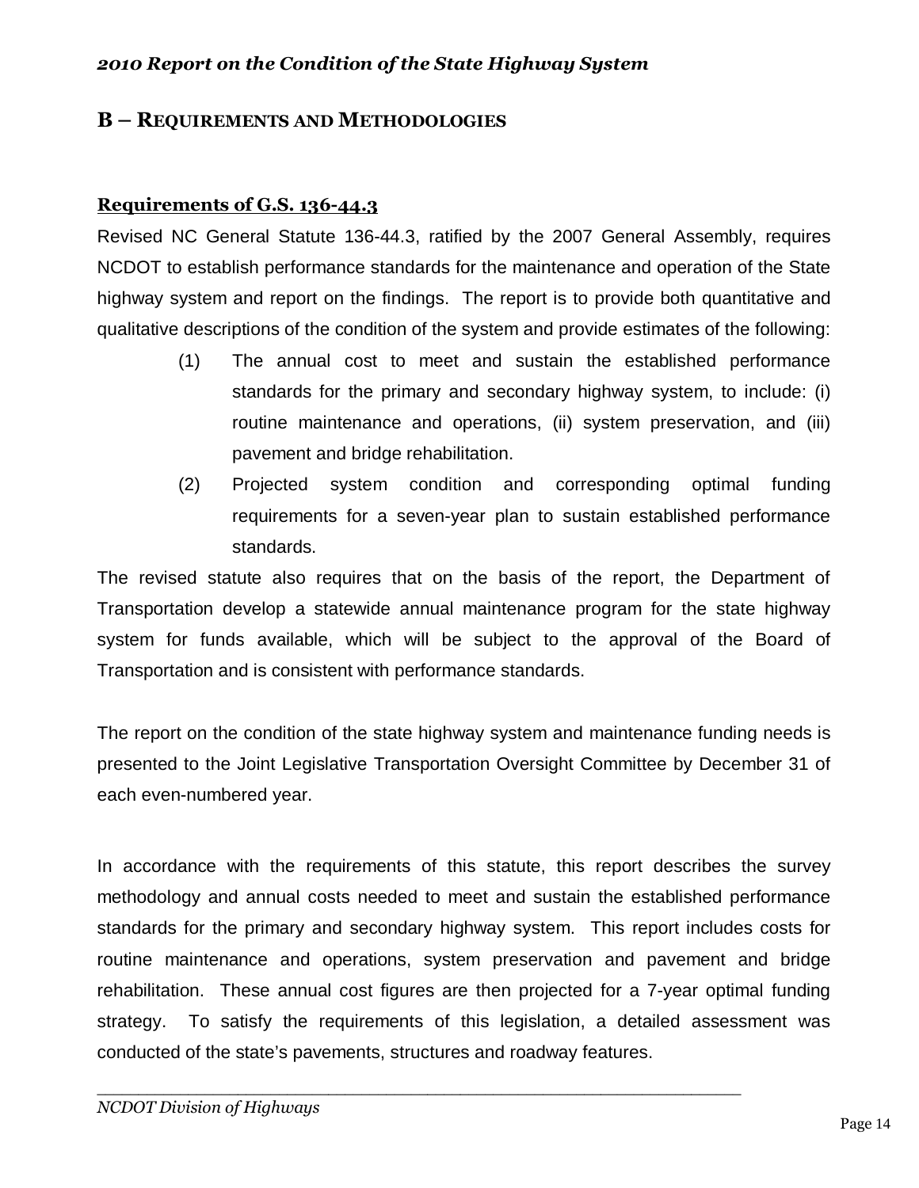## B – REQUIREMENTS AND METHODOLOGIES

**Requirements of G.S. 136-44.3**

Revised NC General Statute 136-44.3, ratified by the 2007 General Assembly, requires NCDOT to establish performance standards for the maintenance and operation of the State highway system and report on the findings. The report is to provide both quantitative and qualitative descriptions of the condition of the system and provide estimates of the following:

(1) The annual cost to meet and sustain the established performance standards for the primary and secondary highway system, to include: (i) routine maintenance and operations, (ii) system preservation, and (iii) pavement and bridge rehabilitation.

(2) Projected system condition and corresponding optimal funding requirements for a seven-year plan to sustain established performance standards.

The revised statute also requires that on the basis of the report, the Department of Transportation develop a statewide annual maintenance program for the state highway system for funds available, which will be subject to the approval of the Board of Transportation and is consistent with performance standards.

The report on the condition of the state highway system and maintenance funding needs is presented to the Joint Legislative Transportation Oversight Committee by December 31 of each even-numbered year.

In accordance with the requirements of this statute, this report describes the survey methodology and annual costs needed to meet and sustain the established performance standards for the primary and secondary highway system. This report includes costs for routine maintenance and operations, system preservation and pavement and bridge rehabilitation. These annual cost figures are then projected for a 7-year optimal funding strategy. To satisfy the requirements of this legislation, a detailed assessment was conducted of the state's pavements, structures and roadway features.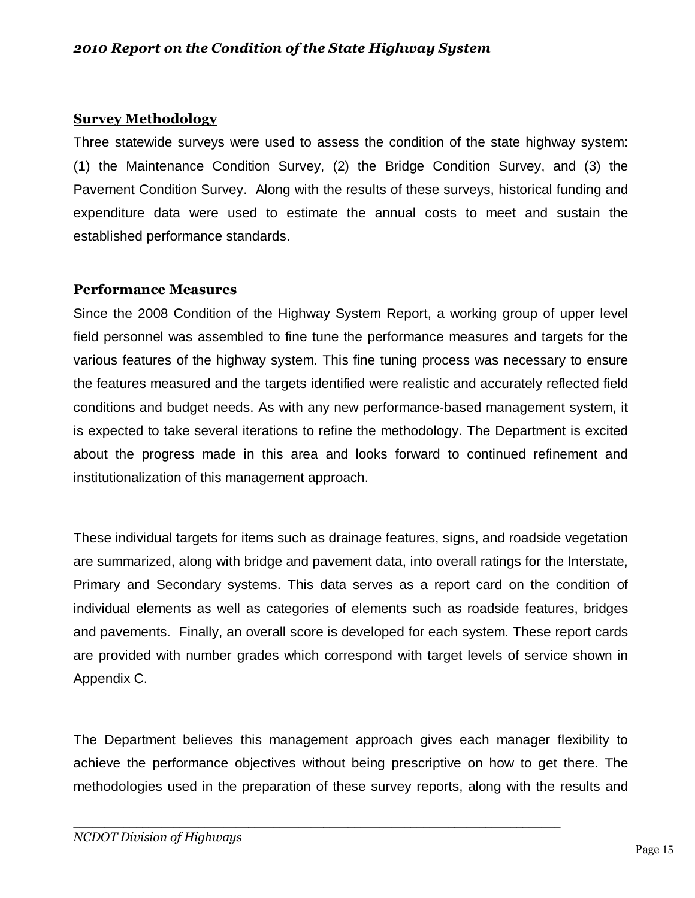## Survey Methodology

Three statewide surveys were used to assess the condition of the state highway system: (1) the Maintenance Condition Survey, (2) the Bridge Condition Survey, and (3) the Pavement Condition Survey. Along with the results of these surveys, historical funding and expenditure data were used to estimate the annual costs to meet and sustain the established performance standards.

## Performance Measures

Since the 2008 Condition of the Highway System Report, a working group of upper level field personnel was assembled to fine tune the performance measures and targets for the various features of the highway system. This fine tuning process was necessary to ensure the features measured and the targets identified were realistic and accurately reflected field conditions and budget needs. As with any new performance-based management system, it is expected to take several iterations to refine the methodology. The Department is excited about the progress made in this area and looks forward to continued refinement and institutionalization of this management approach.

These individual targets for items such as drainage features, signs, and roadside vegetation are summarized, along with bridge and pavement data, into overall ratings for the Interstate, Primary and Secondary systems. This data serves as a report card on the condition of individual elements as well as categories of elements such as roadside features, bridges and pavements. Finally, an overall score is developed for each system. These report cards are provided with number grades which correspond with target levels of service shown in Appendix C.

The Department believes this management approach gives each manager flexibility to achieve the performance objectives without being prescriptive on how to get there. The methodologies used in the preparation of these survey reports, along with the results and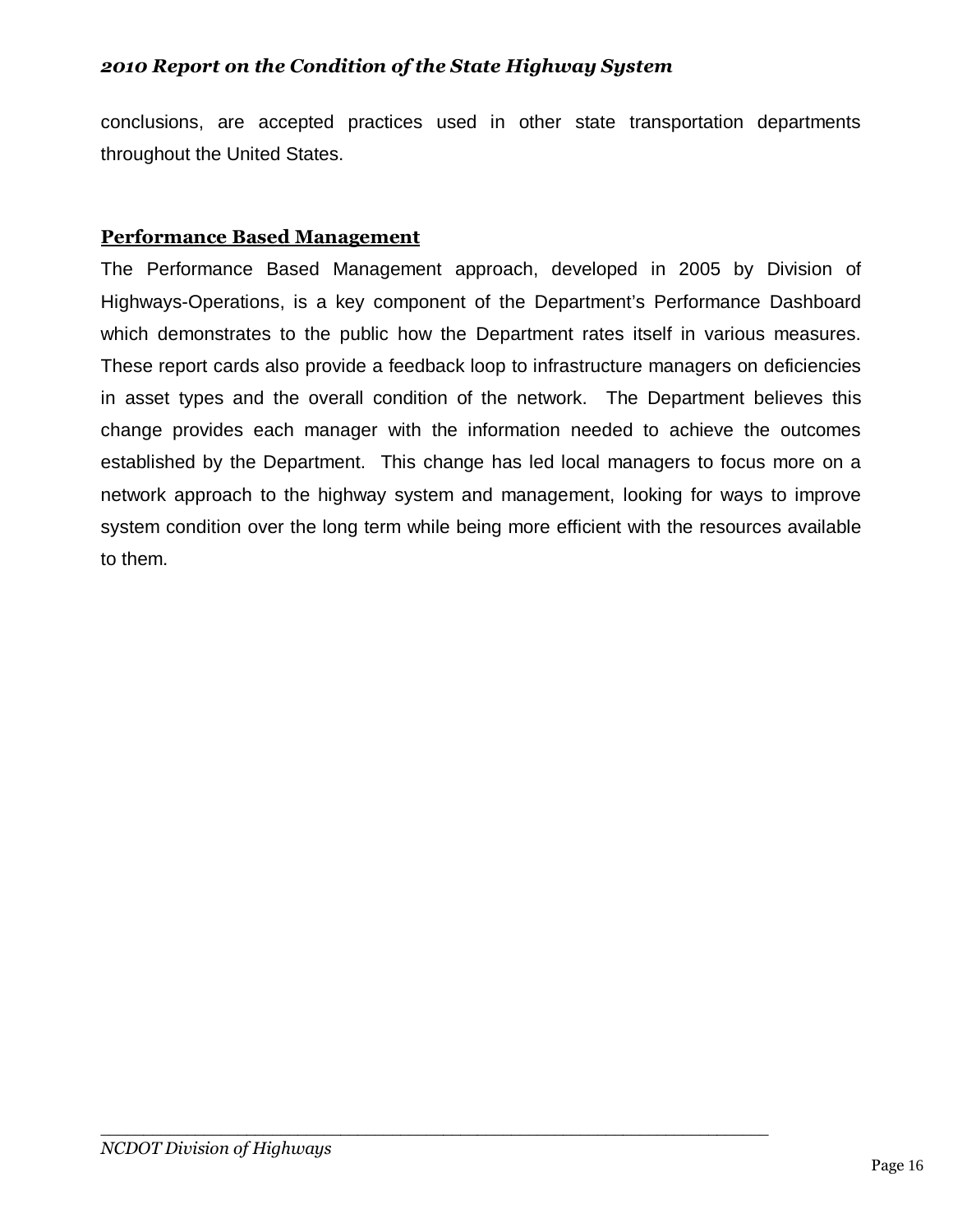conclusions, are accepted practices used in other state transportation departments throughout the United States.

## Performance Based Management

The Performance Based Management approach, developed in 2005 by Division of Highways-Operations, is a key component of the Department's Performance Dashboard which demonstrates to the public how the Department rates itself in various measures. These report cards also provide a feedback loop to infrastructure managers on deficiencies in asset types and the overall condition of the network. The Department believes this change provides each manager with the information needed to achieve the outcomes established by the Department. This change has led local managers to focus more on a network approach to the highway system and management, looking for ways to improve system condition over the long term while being more efficient with the resources available to them.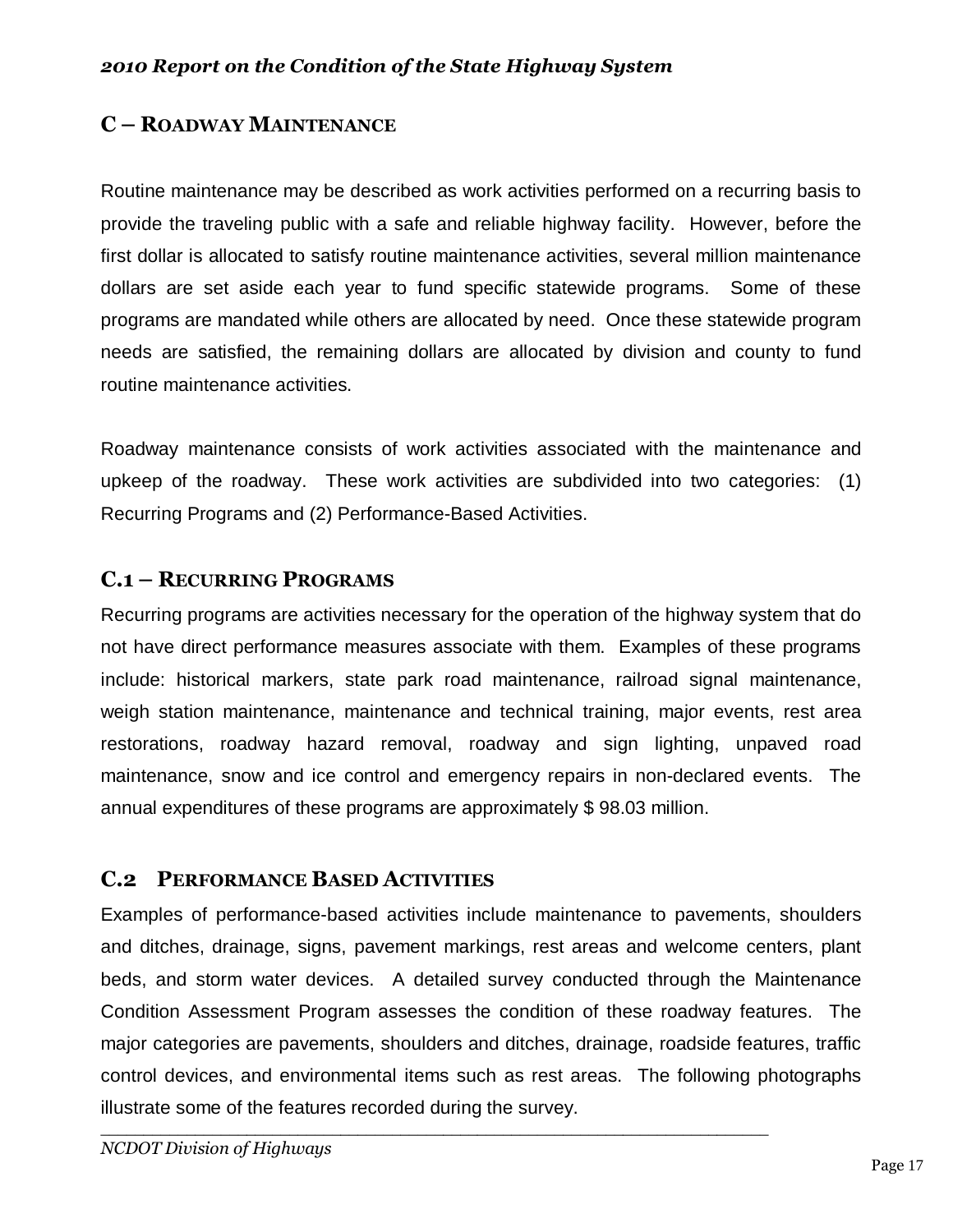## C – Roadway Maintenance

Routine maintenance may be described as work activities performed on a recurring basis to provide the traveling public with a safe and reliable highway facility. However, before the first dollar is allocated to satisfy routine maintenance activities, several million maintenance dollars are set aside each year to fund specific statewide programs. Some of these programs are mandated while others are allocated by need. Once these statewide program needs are satisfied, the remaining dollars are allocated by division and county to fund routine maintenance activities.

Roadway maintenance consists of work activities associated with the maintenance and upkeep of the roadway. These work activities are subdivided into two categories: (1) Recurring Programs and (2) Performance-Based Activities.

### C.1 – Recurring Programs

Recurring programs are activities necessary for the operation of the highway system that do not have direct performance measures associate with them. Examples of these programs include: historical markers, state park road maintenance, railroad signal maintenance, weigh station maintenance, maintenance and technical training, major events, rest area restorations, roadway hazard removal, roadway and sign lighting, unpaved road maintenance, snow and ice control and emergency repairs in non-declared events. The annual expenditures of these programs are approximately $ 98.03 million.

### C.2 Performance Based Activities

Examples of performance-based activities include maintenance to pavements, shoulders and ditches, drainage, signs, pavement markings, rest areas and welcome centers, plant beds, and storm water devices. A detailed survey conducted through the Maintenance Condition Assessment Program assesses the condition of these roadway features. The major categories are pavements, shoulders and ditches, drainage, roadside features, traffic control devices, and environmental items such as rest areas. The following photographs illustrate some of the features recorded during the survey.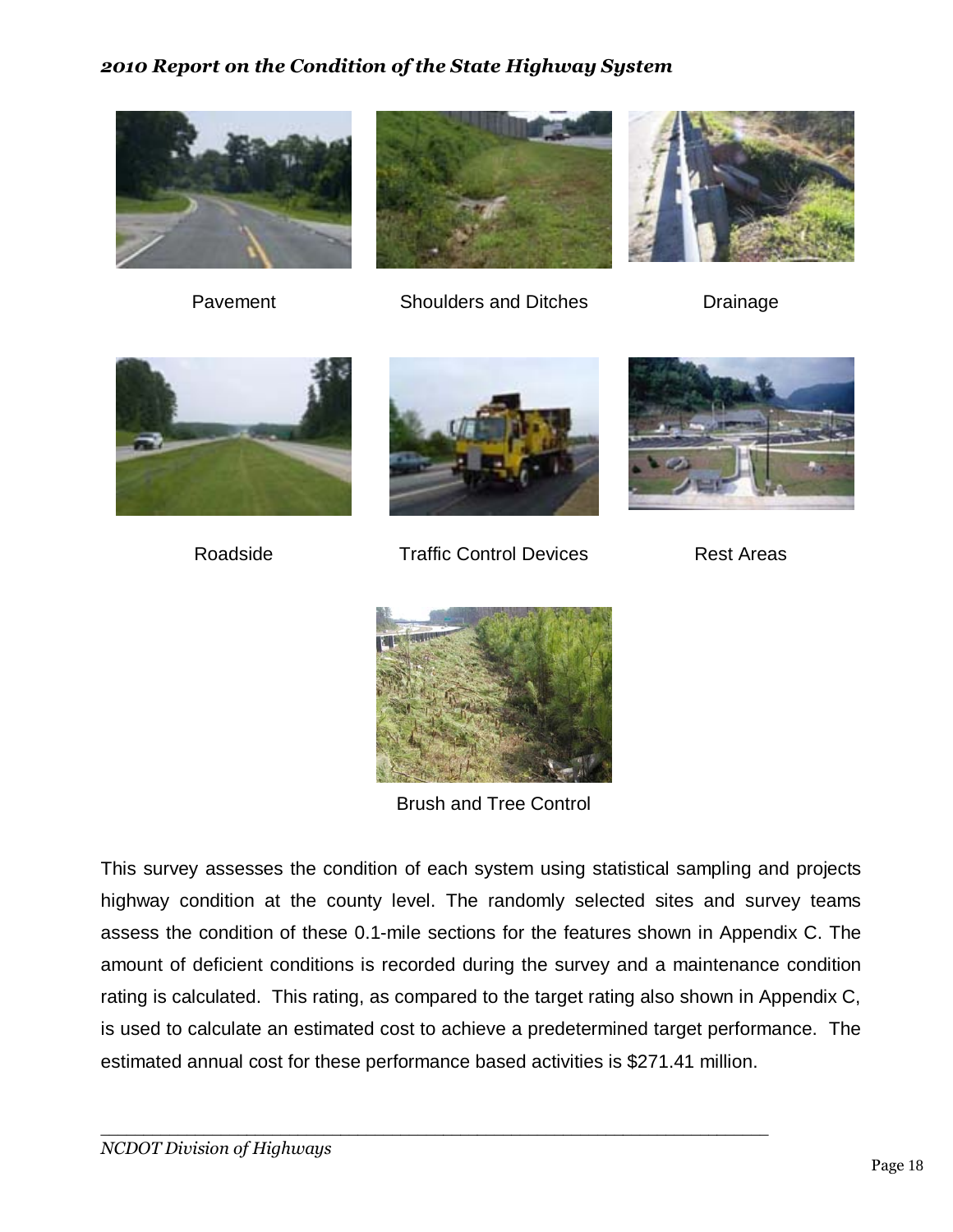Pavement

Shoulders and Ditches

Drainage

Roadside

Traffic Control Devices

Rest Areas

Brush and Tree Control

This survey assesses the condition of each system using statistical sampling and projects highway condition at the county level. The randomly selected sites and survey teams assess the condition of these 0.1-mile sections for the features shown in Appendix C. The amount of deficient conditions is recorded during the survey and a maintenance condition rating is calculated. This rating, as compared to the target rating also shown in Appendix C, is used to calculate an estimated cost to achieve a predetermined target performance. The estimated annual cost for these performance based activities is $271.41 million.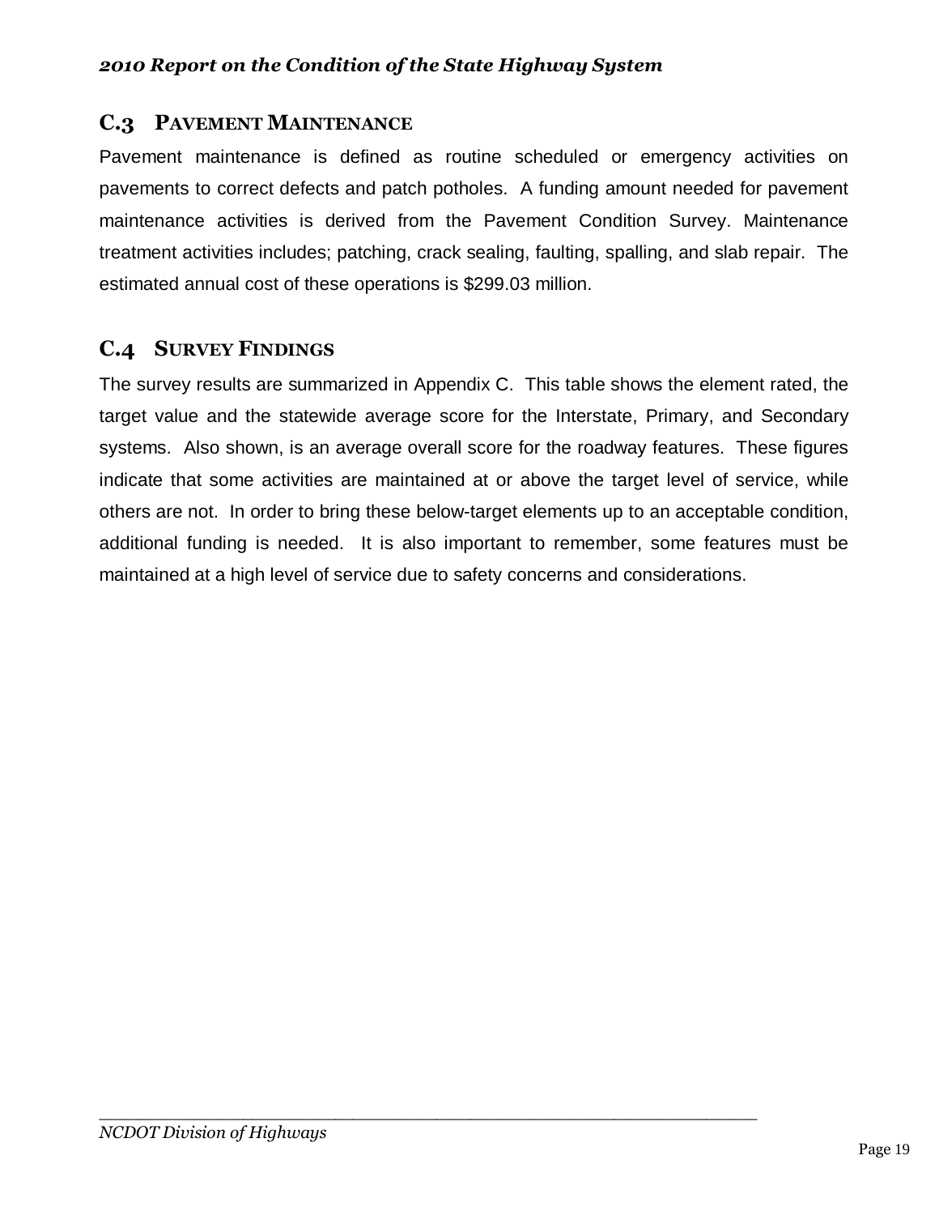## C.3 Pavement Maintenance

Pavement maintenance is defined as routine scheduled or emergency activities on pavements to correct defects and patch potholes. A funding amount needed for pavement maintenance activities is derived from the Pavement Condition Survey. Maintenance treatment activities includes; patching, crack sealing, faulting, spalling, and slab repair. The estimated annual cost of these operations is $299.03 million.

## C.4 Survey Findings

The survey results are summarized in Appendix C. This table shows the element rated, the target value and the statewide average score for the Interstate, Primary, and Secondary systems. Also shown, is an average overall score for the roadway features. These figures indicate that some activities are maintained at or above the target level of service, while others are not. In order to bring these below-target elements up to an acceptable condition, additional funding is needed. It is also important to remember, some features must be maintained at a high level of service due to safety concerns and considerations.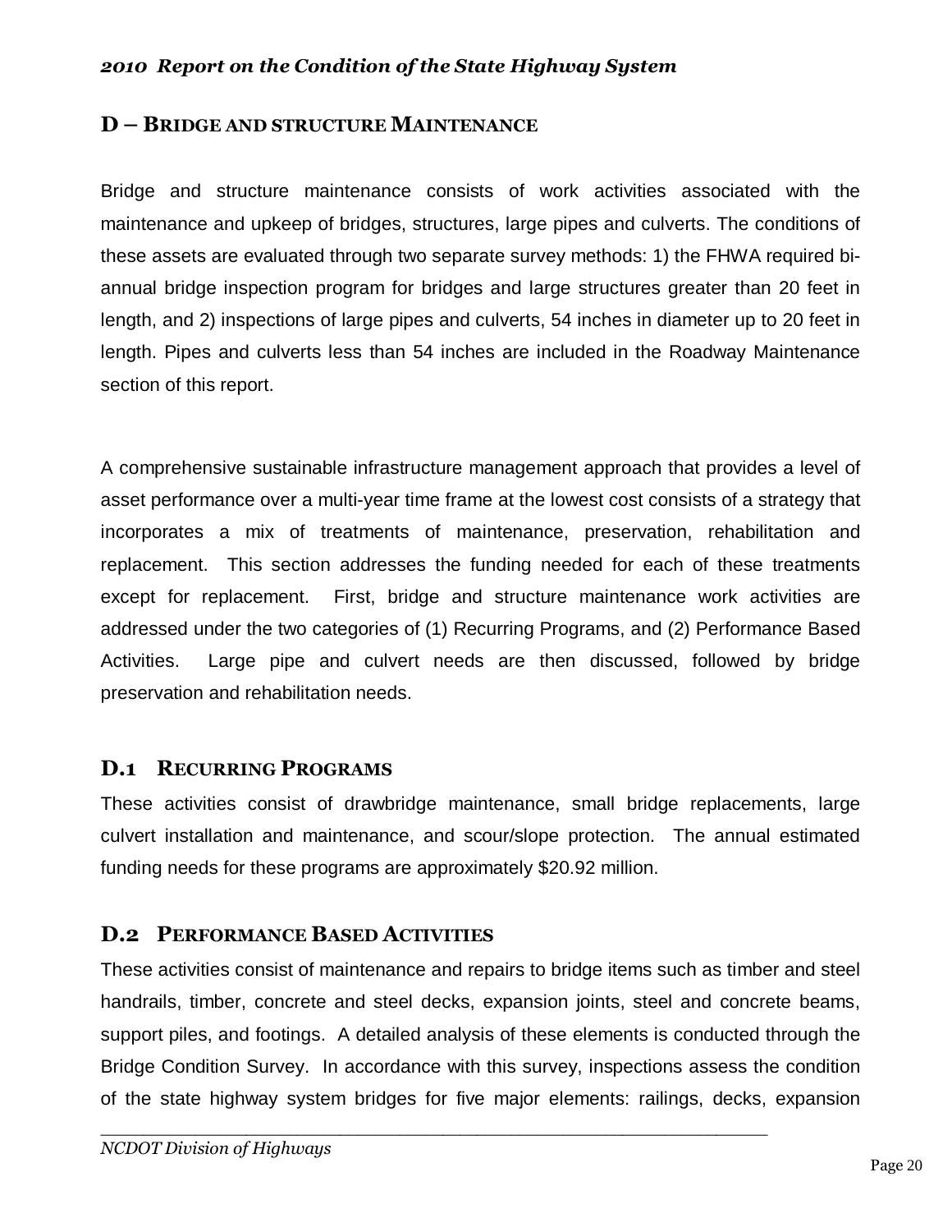## D – BRIDGE AND STRUCTURE MAINTENANCE

Bridge and structure maintenance consists of work activities associated with the maintenance and upkeep of bridges, structures, large pipes and culverts. The conditions of these assets are evaluated through two separate survey methods: 1) the FHWA required bi-annual bridge inspection program for bridges and large structures greater than 20 feet in length, and 2) inspections of large pipes and culverts, 54 inches in diameter up to 20 feet in length. Pipes and culverts less than 54 inches are included in the Roadway Maintenance section of this report.

A comprehensive sustainable infrastructure management approach that provides a level of asset performance over a multi-year time frame at the lowest cost consists of a strategy that incorporates a mix of treatments of maintenance, preservation, rehabilitation and replacement. This section addresses the funding needed for each of these treatments except for replacement. First, bridge and structure maintenance work activities are addressed under the two categories of (1) Recurring Programs, and (2) Performance Based Activities. Large pipe and culvert needs are then discussed, followed by bridge preservation and rehabilitation needs.

### D.1 RECURRING PROGRAMS

These activities consist of drawbridge maintenance, small bridge replacements, large culvert installation and maintenance, and scour/slope protection. The annual estimated funding needs for these programs are approximately $20.92 million.

### D.2 PERFORMANCE BASED ACTIVITIES

These activities consist of maintenance and repairs to bridge items such as timber and steel handrails, timber, concrete and steel decks, expansion joints, steel and concrete beams, support piles, and footings. A detailed analysis of these elements is conducted through the Bridge Condition Survey. In accordance with this survey, inspections assess the condition of the state highway system bridges for five major elements: railings, decks, expansion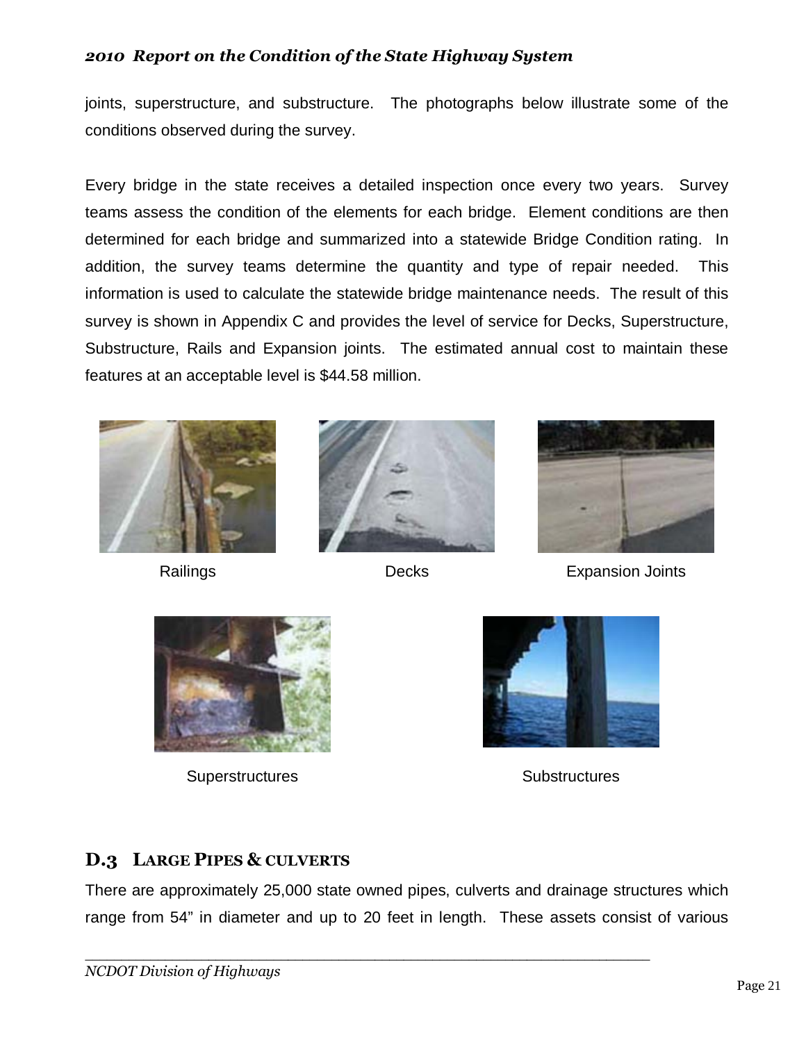joints, superstructure, and substructure. The photographs below illustrate some of the conditions observed during the survey.

Every bridge in the state receives a detailed inspection once every two years. Survey teams assess the condition of the elements for each bridge. Element conditions are then determined for each bridge and summarized into a statewide Bridge Condition rating. In addition, the survey teams determine the quantity and type of repair needed. This information is used to calculate the statewide bridge maintenance needs. The result of this survey is shown in Appendix C and provides the level of service for Decks, Superstructure, Substructure, Rails and Expansion joints. The estimated annual cost to maintain these features at an acceptable level is $44.58 million.

Railings

Decks

Expansion Joints

Superstructures

Substructures

## D.3 LARGE PIPES & CULVERTS

There are approximately 25,000 state owned pipes, culverts and drainage structures which range from 54" in diameter and up to 20 feet in length. These assets consist of various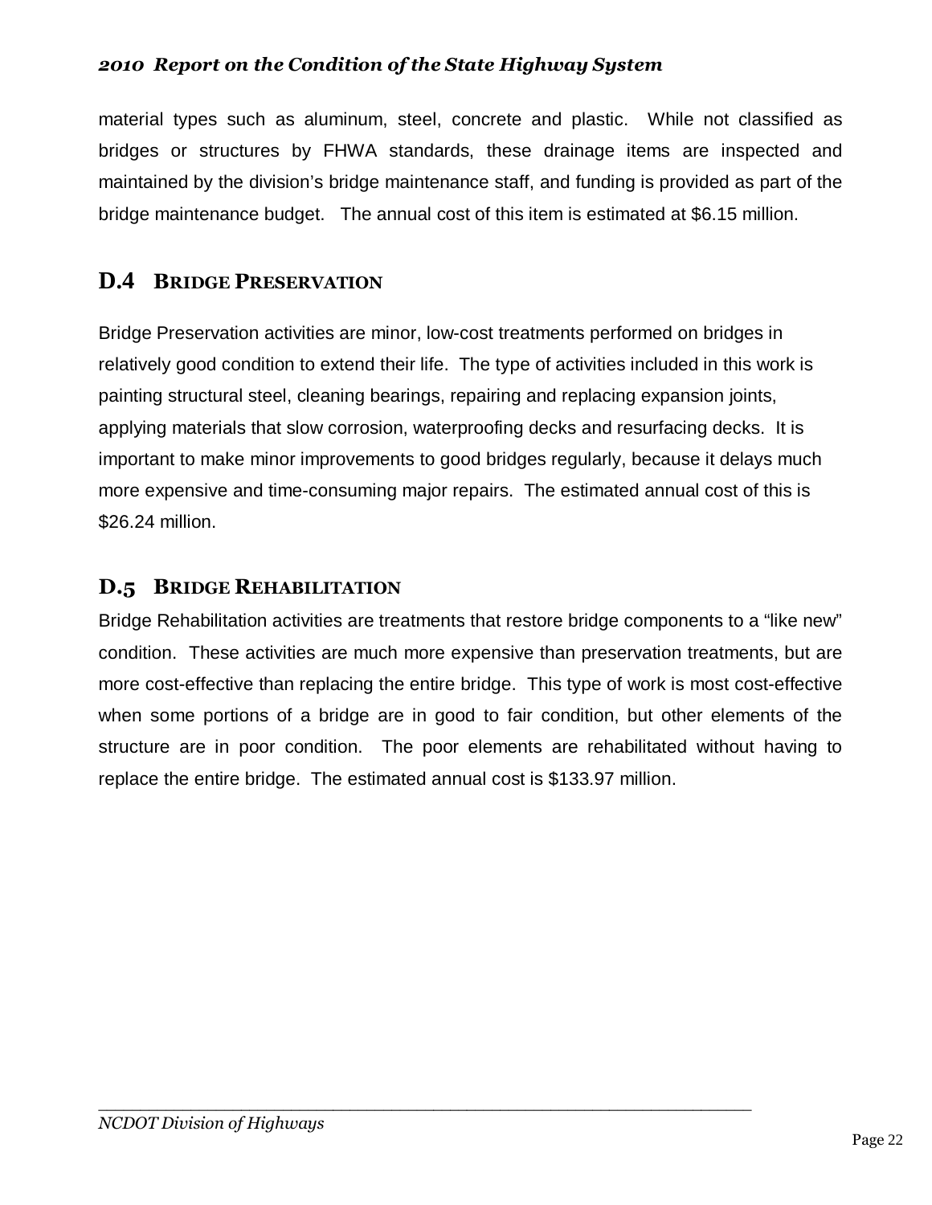material types such as aluminum, steel, concrete and plastic. While not classified as bridges or structures by FHWA standards, these drainage items are inspected and maintained by the division's bridge maintenance staff, and funding is provided as part of the bridge maintenance budget. The annual cost of this item is estimated at $6.15 million.

## D.4 Bridge Preservation

Bridge Preservation activities are minor, low-cost treatments performed on bridges in relatively good condition to extend their life. The type of activities included in this work is painting structural steel, cleaning bearings, repairing and replacing expansion joints, applying materials that slow corrosion, waterproofing decks and resurfacing decks. It is important to make minor improvements to good bridges regularly, because it delays much more expensive and time-consuming major repairs. The estimated annual cost of this is $26.24 million.

## D.5 Bridge Rehabilitation

Bridge Rehabilitation activities are treatments that restore bridge components to a "like new" condition. These activities are much more expensive than preservation treatments, but are more cost-effective than replacing the entire bridge. This type of work is most cost-effective when some portions of a bridge are in good to fair condition, but other elements of the structure are in poor condition. The poor elements are rehabilitated without having to replace the entire bridge. The estimated annual cost is $133.97 million.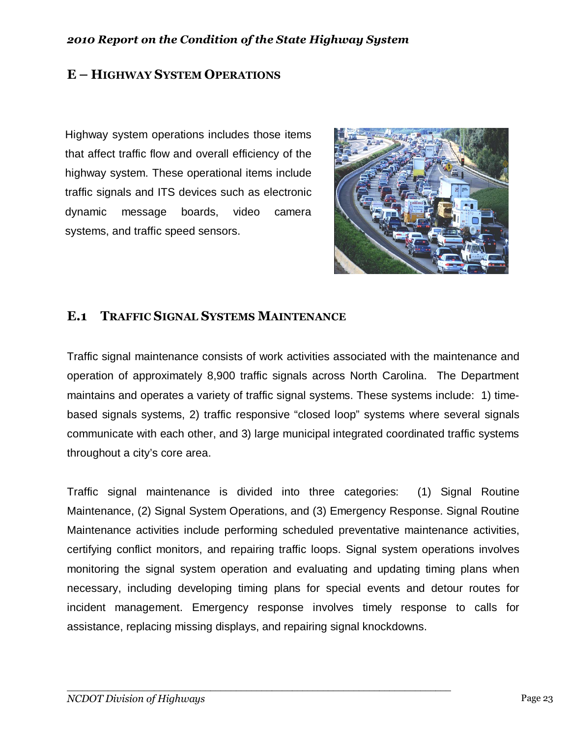## E – HIGHWAY SYSTEM OPERATIONS

Highway system operations includes those items that affect traffic flow and overall efficiency of the highway system. These operational items include traffic signals and ITS devices such as electronic dynamic message boards, video camera systems, and traffic speed sensors.

### E.1 TRAFFIC SIGNAL SYSTEMS MAINTENANCE

Traffic signal maintenance consists of work activities associated with the maintenance and operation of approximately 8,900 traffic signals across North Carolina. The Department maintains and operates a variety of traffic signal systems. These systems include: 1) time-based signals systems, 2) traffic responsive "closed loop" systems where several signals communicate with each other, and 3) large municipal integrated coordinated traffic systems throughout a city's core area.

Traffic signal maintenance is divided into three categories: (1) Signal Routine Maintenance, (2) Signal System Operations, and (3) Emergency Response. Signal Routine Maintenance activities include performing scheduled preventative maintenance activities, certifying conflict monitors, and repairing traffic loops. Signal system operations involves monitoring the signal system operation and evaluating and updating timing plans when necessary, including developing timing plans for special events and detour routes for incident management. Emergency response involves timely response to calls for assistance, replacing missing displays, and repairing signal knockdowns.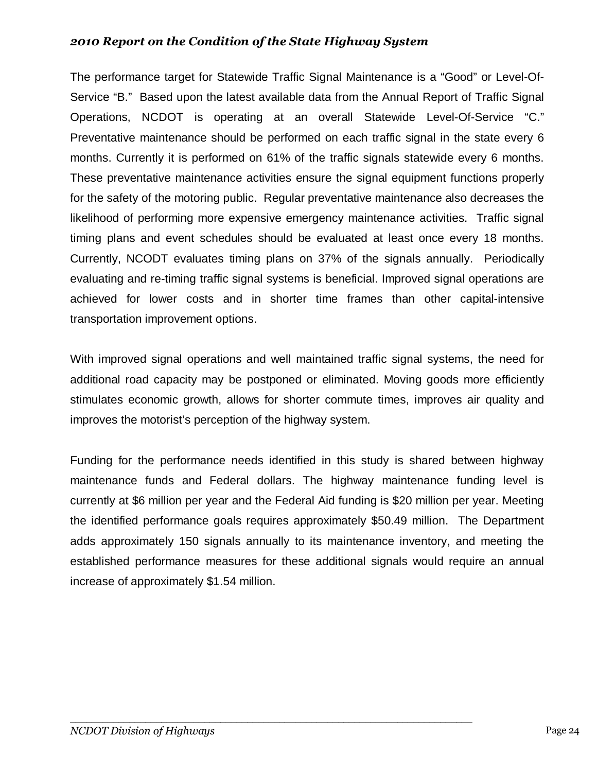The performance target for Statewide Traffic Signal Maintenance is a "Good" or Level-Of-Service "B." Based upon the latest available data from the Annual Report of Traffic Signal Operations, NCDOT is operating at an overall Statewide Level-Of-Service "C." Preventative maintenance should be performed on each traffic signal in the state every 6 months. Currently it is performed on 61% of the traffic signals statewide every 6 months. These preventative maintenance activities ensure the signal equipment functions properly for the safety of the motoring public. Regular preventative maintenance also decreases the likelihood of performing more expensive emergency maintenance activities. Traffic signal timing plans and event schedules should be evaluated at least once every 18 months. Currently, NCODT evaluates timing plans on 37% of the signals annually. Periodically evaluating and re-timing traffic signal systems is beneficial. Improved signal operations are achieved for lower costs and in shorter time frames than other capital-intensive transportation improvement options.

With improved signal operations and well maintained traffic signal systems, the need for additional road capacity may be postponed or eliminated. Moving goods more efficiently stimulates economic growth, allows for shorter commute times, improves air quality and improves the motorist's perception of the highway system.

Funding for the performance needs identified in this study is shared between highway maintenance funds and Federal dollars. The highway maintenance funding level is currently at $6 million per year and the Federal Aid funding is $20 million per year. Meeting the identified performance goals requires approximately $50.49 million. The Department adds approximately 150 signals annually to its maintenance inventory, and meeting the established performance measures for these additional signals would require an annual increase of approximately $1.54 million.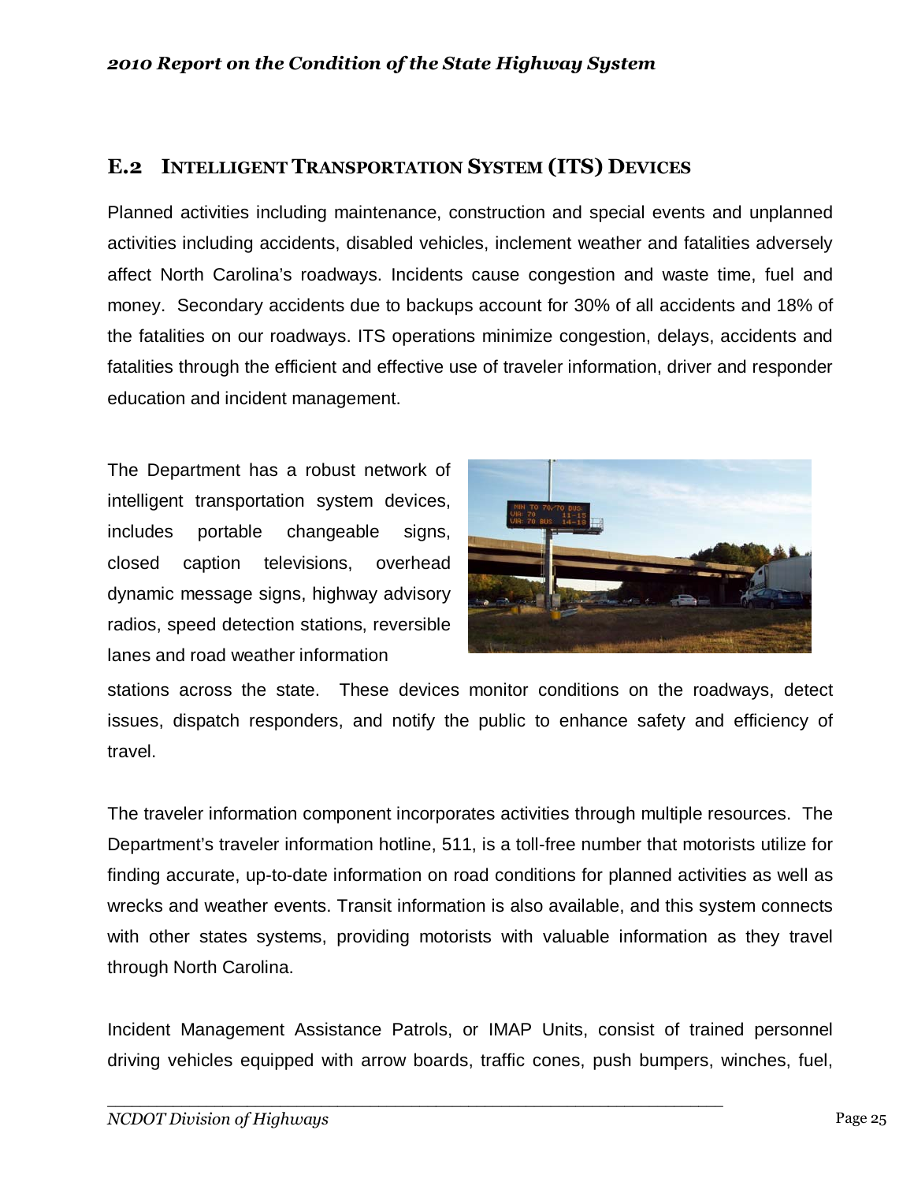## E.2 Intelligent Transportation System (ITS) Devices

Planned activities including maintenance, construction and special events and unplanned activities including accidents, disabled vehicles, inclement weather and fatalities adversely affect North Carolina's roadways. Incidents cause congestion and waste time, fuel and money. Secondary accidents due to backups account for 30% of all accidents and 18% of the fatalities on our roadways. ITS operations minimize congestion, delays, accidents and fatalities through the efficient and effective use of traveler information, driver and responder education and incident management.

The Department has a robust network of intelligent transportation system devices, includes portable changeable signs, closed caption televisions, overhead dynamic message signs, highway advisory radios, speed detection stations, reversible lanes and road weather information stations across the state. These devices monitor conditions on the roadways, detect issues, dispatch responders, and notify the public to enhance safety and efficiency of travel.

The traveler information component incorporates activities through multiple resources. The Department's traveler information hotline, 511, is a toll-free number that motorists utilize for finding accurate, up-to-date information on road conditions for planned activities as well as wrecks and weather events. Transit information is also available, and this system connects with other states systems, providing motorists with valuable information as they travel through North Carolina.

Incident Management Assistance Patrols, or IMAP Units, consist of trained personnel driving vehicles equipped with arrow boards, traffic cones, push bumpers, winches, fuel,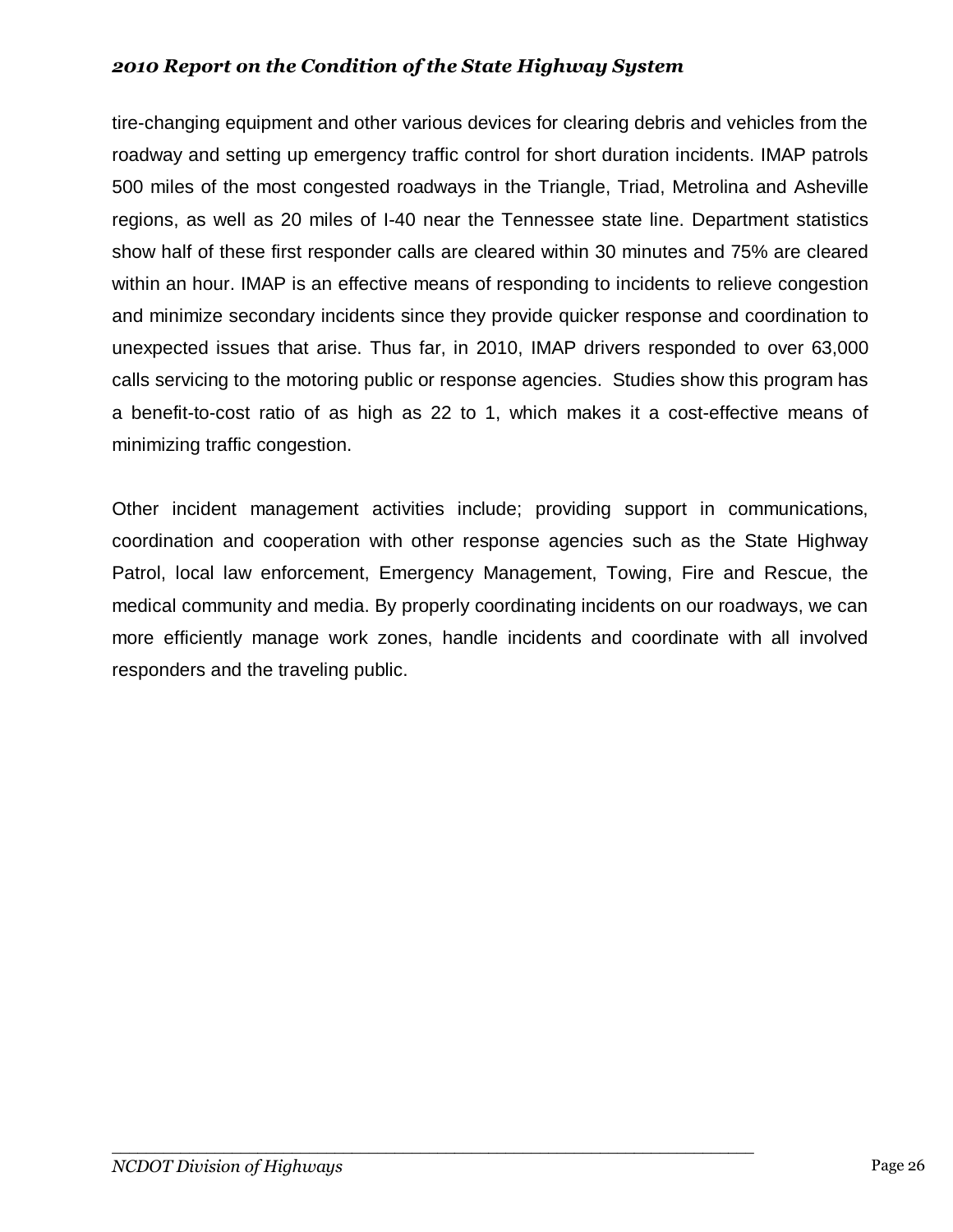tire-changing equipment and other various devices for clearing debris and vehicles from the roadway and setting up emergency traffic control for short duration incidents. IMAP patrols 500 miles of the most congested roadways in the Triangle, Triad, Metrolina and Asheville regions, as well as 20 miles of I-40 near the Tennessee state line. Department statistics show half of these first responder calls are cleared within 30 minutes and 75% are cleared within an hour. IMAP is an effective means of responding to incidents to relieve congestion and minimize secondary incidents since they provide quicker response and coordination to unexpected issues that arise. Thus far, in 2010, IMAP drivers responded to over 63,000 calls servicing to the motoring public or response agencies. Studies show this program has a benefit-to-cost ratio of as high as 22 to 1, which makes it a cost-effective means of minimizing traffic congestion.

Other incident management activities include; providing support in communications, coordination and cooperation with other response agencies such as the State Highway Patrol, local law enforcement, Emergency Management, Towing, Fire and Rescue, the medical community and media. By properly coordinating incidents on our roadways, we can more efficiently manage work zones, handle incidents and coordinate with all involved responders and the traveling public.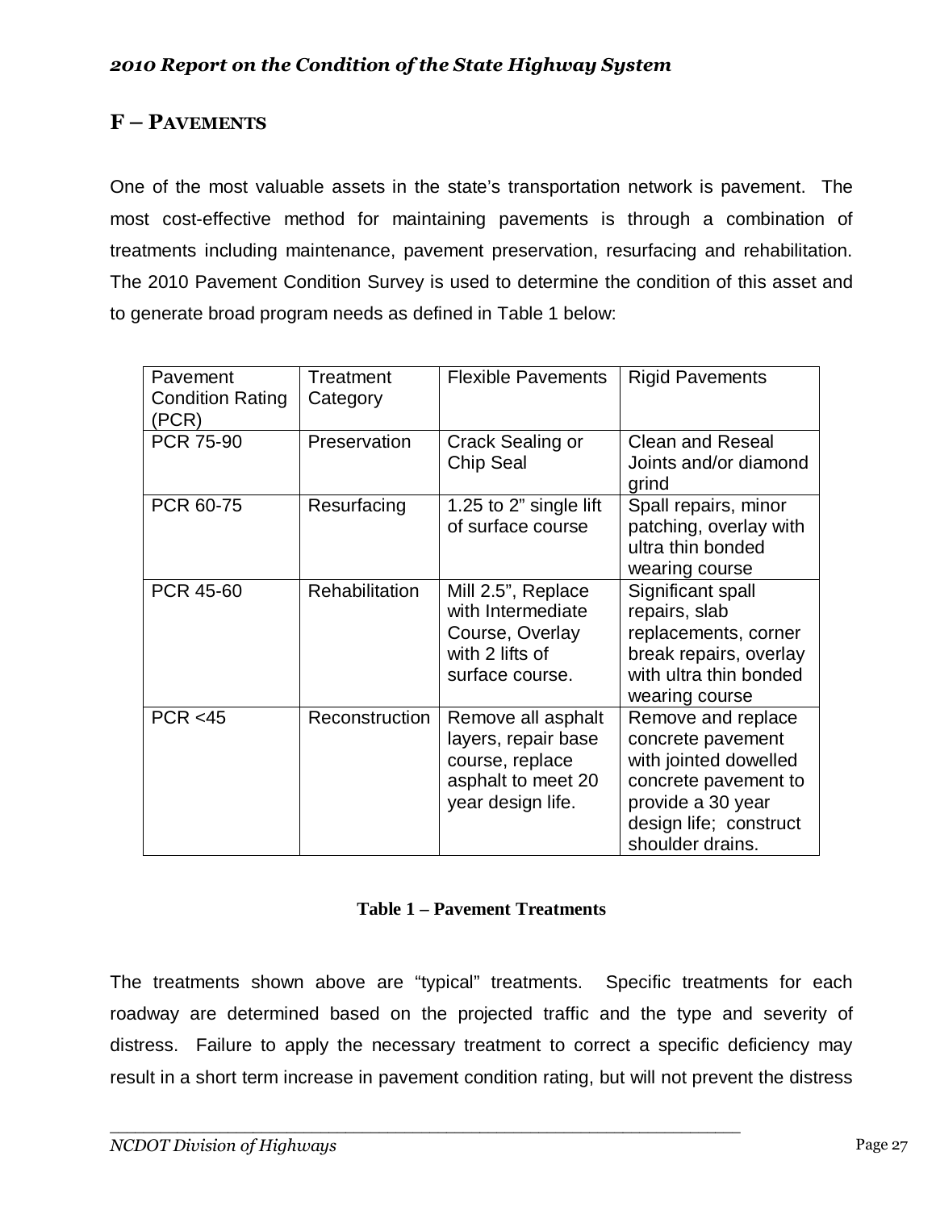## F – PAVEMENTS

One of the most valuable assets in the state's transportation network is pavement. The most cost-effective method for maintaining pavements is through a combination of treatments including maintenance, pavement preservation, resurfacing and rehabilitation. The 2010 Pavement Condition Survey is used to determine the condition of this asset and to generate broad program needs as defined in Table 1 below:

| Pavement Condition Rating (PCR) | Treatment Category | Flexible Pavements | Rigid Pavements |
|---|---|---|---|
| PCR 75-90 | Preservation | Crack Sealing or Chip Seal | Clean and Reseal Joints and/or diamond grind |
| PCR 60-75 | Resurfacing | 1.25 to 2" single lift of surface course | Spall repairs, minor patching, overlay with ultra thin bonded wearing course |
| PCR 45-60 | Rehabilitation | Mill 2.5", Replace with Intermediate Course, Overlay with 2 lifts of surface course. | Significant spall repairs, slab replacements, corner break repairs, overlay with ultra thin bonded wearing course |
| PCR <45 | Reconstruction | Remove all asphalt layers, repair base course, replace asphalt to meet 20 year design life. | Remove and replace concrete pavement with jointed dowelled concrete pavement to provide a 30 year design life; construct shoulder drains. |

**Table 1 – Pavement Treatments**

The treatments shown above are "typical" treatments. Specific treatments for each roadway are determined based on the projected traffic and the type and severity of distress. Failure to apply the necessary treatment to correct a specific deficiency may result in a short term increase in pavement condition rating, but will not prevent the distress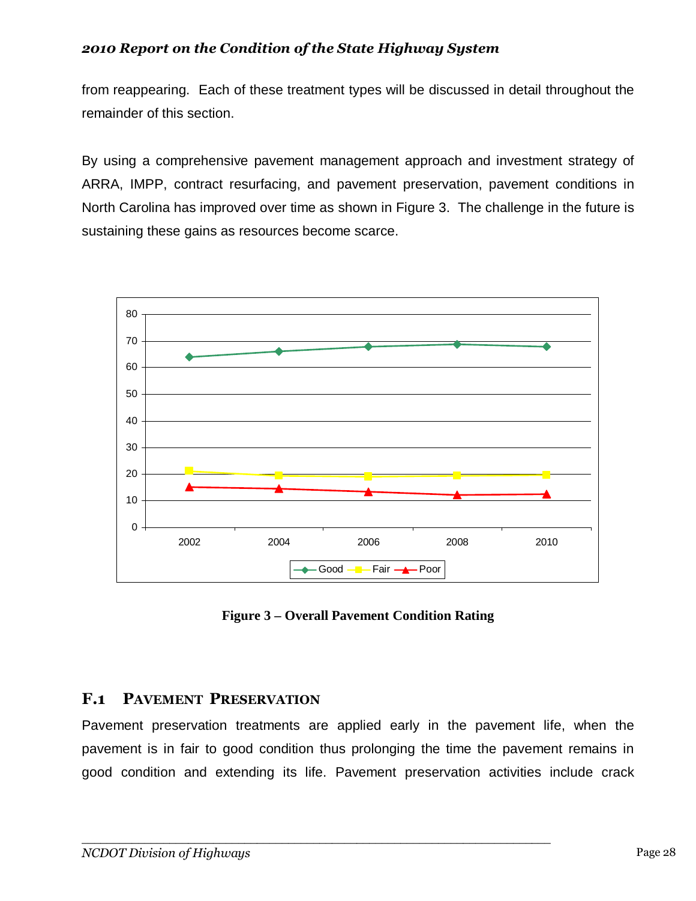from reappearing. Each of these treatment types will be discussed in detail throughout the remainder of this section.

By using a comprehensive pavement management approach and investment strategy of ARRA, IMPP, contract resurfacing, and pavement preservation, pavement conditions in North Carolina has improved over time as shown in Figure 3. The challenge in the future is sustaining these gains as resources become scarce.

**Figure 3 – Overall Pavement Condition Rating**

## F.1 Pavement Preservation

Pavement preservation treatments are applied early in the pavement life, when the pavement is in fair to good condition thus prolonging the time the pavement remains in good condition and extending its life. Pavement preservation activities include crack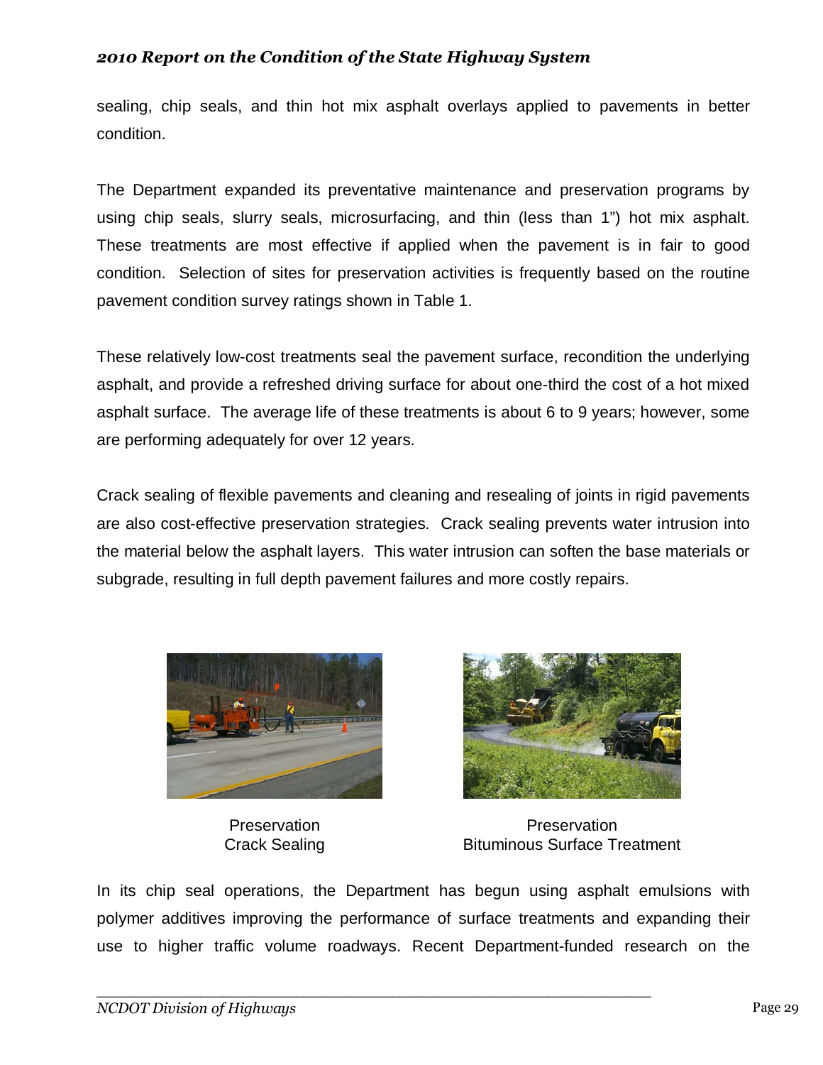sealing, chip seals, and thin hot mix asphalt overlays applied to pavements in better condition.

The Department expanded its preventative maintenance and preservation programs by using chip seals, slurry seals, microsurfacing, and thin (less than 1") hot mix asphalt. These treatments are most effective if applied when the pavement is in fair to good condition. Selection of sites for preservation activities is frequently based on the routine pavement condition survey ratings shown in Table 1.

These relatively low-cost treatments seal the pavement surface, recondition the underlying asphalt, and provide a refreshed driving surface for about one-third the cost of a hot mixed asphalt surface. The average life of these treatments is about 6 to 9 years; however, some are performing adequately for over 12 years.

Crack sealing of flexible pavements and cleaning and resealing of joints in rigid pavements are also cost-effective preservation strategies. Crack sealing prevents water intrusion into the material below the asphalt layers. This water intrusion can soften the base materials or subgrade, resulting in full depth pavement failures and more costly repairs.

Preservation
Crack Sealing

Preservation
Bituminous Surface Treatment

In its chip seal operations, the Department has begun using asphalt emulsions with polymer additives improving the performance of surface treatments and expanding their use to higher traffic volume roadways. Recent Department-funded research on the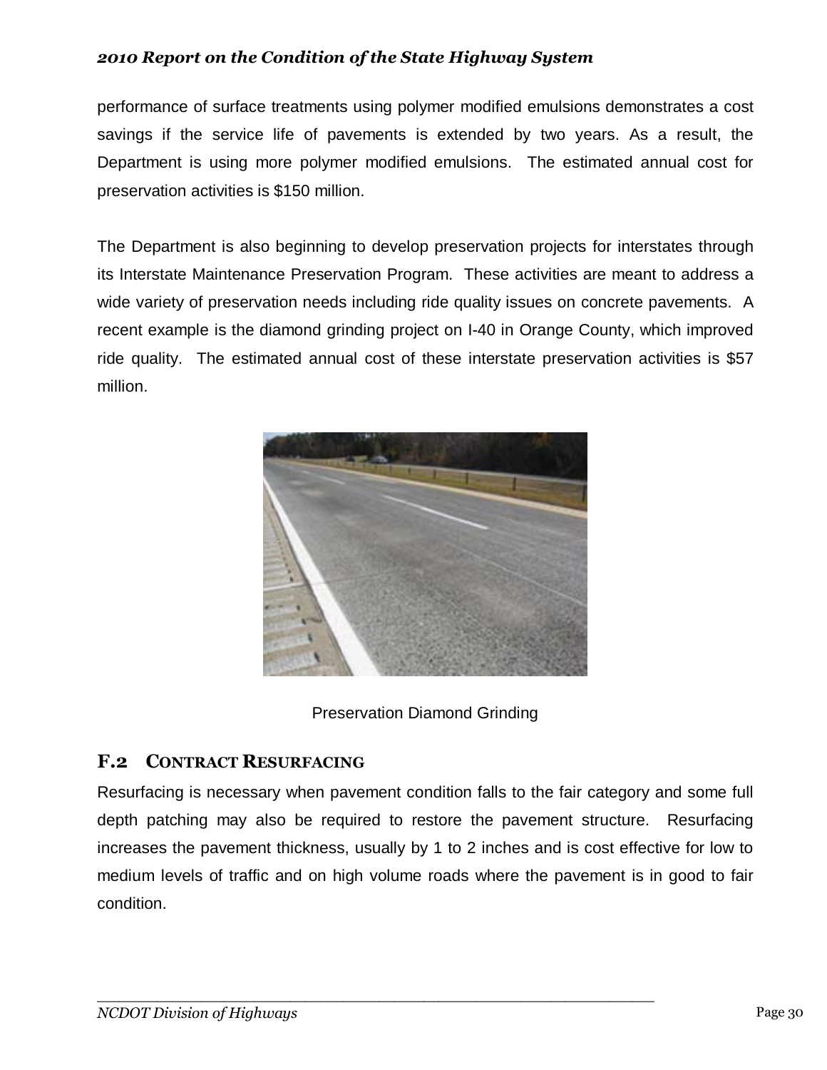performance of surface treatments using polymer modified emulsions demonstrates a cost savings if the service life of pavements is extended by two years. As a result, the Department is using more polymer modified emulsions. The estimated annual cost for preservation activities is $150 million.

The Department is also beginning to develop preservation projects for interstates through its Interstate Maintenance Preservation Program. These activities are meant to address a wide variety of preservation needs including ride quality issues on concrete pavements. A recent example is the diamond grinding project on I-40 in Orange County, which improved ride quality. The estimated annual cost of these interstate preservation activities is $57 million.

Preservation Diamond Grinding

## F.2 CONTRACT RESURFACING

Resurfacing is necessary when pavement condition falls to the fair category and some full depth patching may also be required to restore the pavement structure. Resurfacing increases the pavement thickness, usually by 1 to 2 inches and is cost effective for low to medium levels of traffic and on high volume roads where the pavement is in good to fair condition.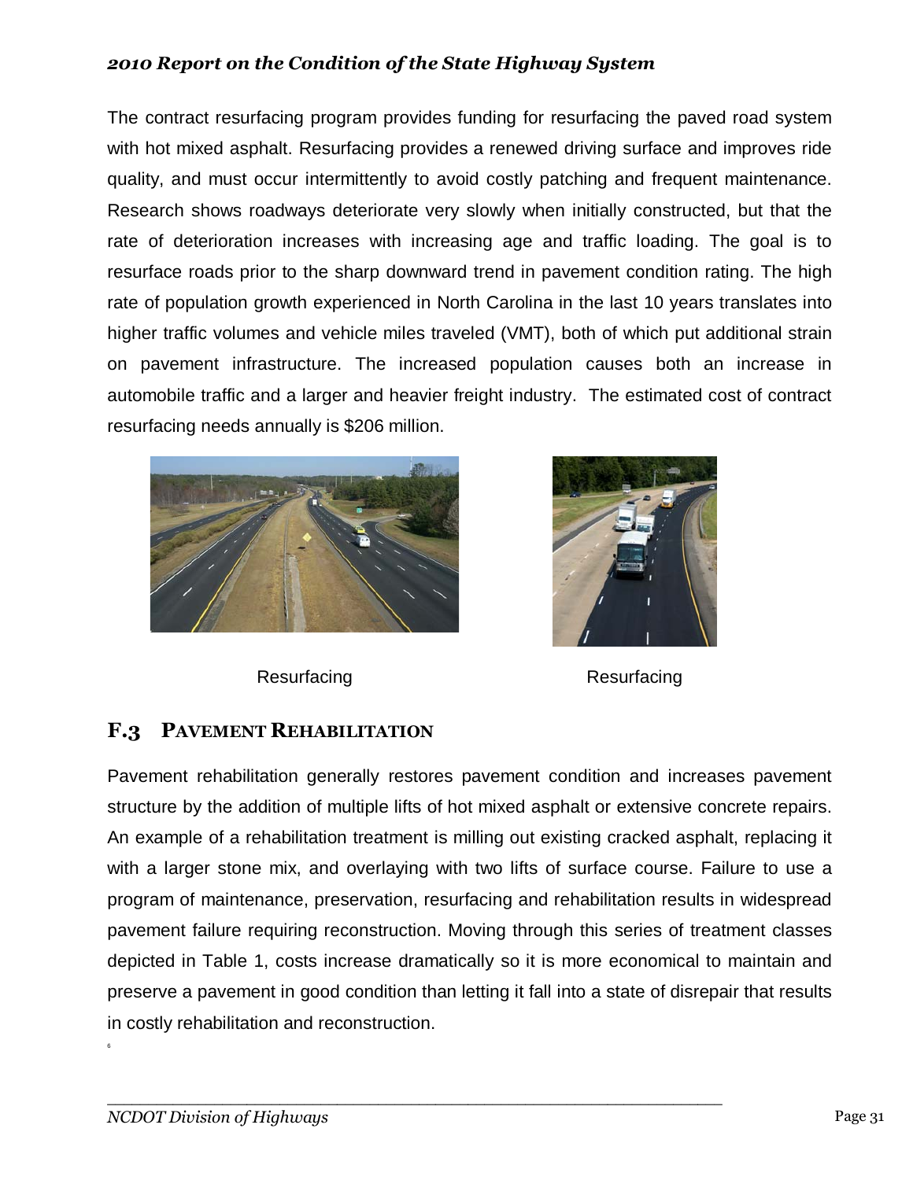The contract resurfacing program provides funding for resurfacing the paved road system with hot mixed asphalt. Resurfacing provides a renewed driving surface and improves ride quality, and must occur intermittently to avoid costly patching and frequent maintenance. Research shows roadways deteriorate very slowly when initially constructed, but that the rate of deterioration increases with increasing age and traffic loading. The goal is to resurface roads prior to the sharp downward trend in pavement condition rating. The high rate of population growth experienced in North Carolina in the last 10 years translates into higher traffic volumes and vehicle miles traveled (VMT), both of which put additional strain on pavement infrastructure. The increased population causes both an increase in automobile traffic and a larger and heavier freight industry. The estimated cost of contract resurfacing needs annually is $206 million.

Resurfacing

Resurfacing

## F.3 PAVEMENT REHABILITATION

Pavement rehabilitation generally restores pavement condition and increases pavement structure by the addition of multiple lifts of hot mixed asphalt or extensive concrete repairs. An example of a rehabilitation treatment is milling out existing cracked asphalt, replacing it with a larger stone mix, and overlaying with two lifts of surface course. Failure to use a program of maintenance, preservation, resurfacing and rehabilitation results in widespread pavement failure requiring reconstruction. Moving through this series of treatment classes depicted in Table 1, costs increase dramatically so it is more economical to maintain and preserve a pavement in good condition than letting it fall into a state of disrepair that results in costly rehabilitation and reconstruction.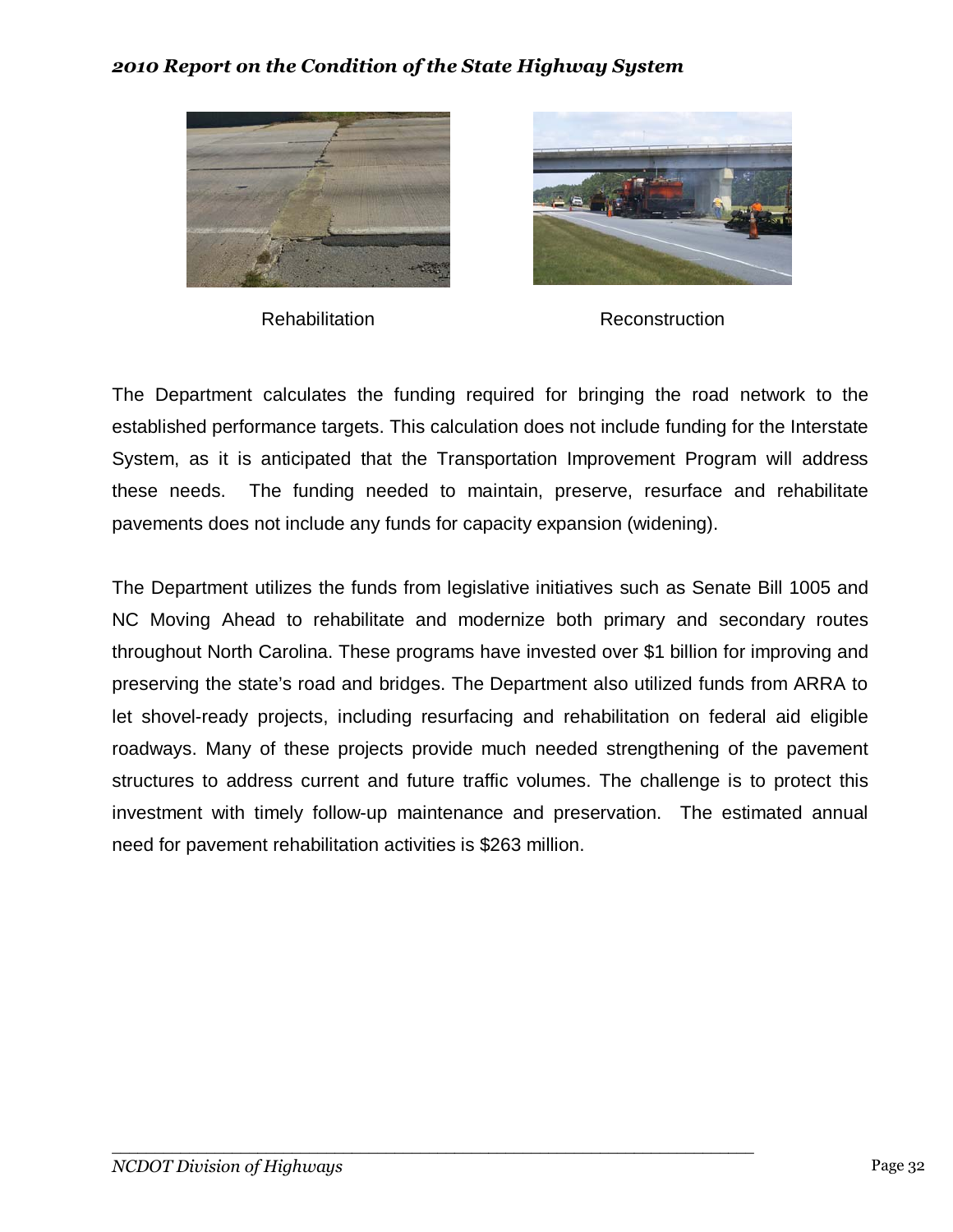Rehabilitation

Reconstruction

The Department calculates the funding required for bringing the road network to the established performance targets. This calculation does not include funding for the Interstate System, as it is anticipated that the Transportation Improvement Program will address these needs. The funding needed to maintain, preserve, resurface and rehabilitate pavements does not include any funds for capacity expansion (widening).

The Department utilizes the funds from legislative initiatives such as Senate Bill 1005 and NC Moving Ahead to rehabilitate and modernize both primary and secondary routes throughout North Carolina. These programs have invested over $1 billion for improving and preserving the state's road and bridges. The Department also utilized funds from ARRA to let shovel-ready projects, including resurfacing and rehabilitation on federal aid eligible roadways. Many of these projects provide much needed strengthening of the pavement structures to address current and future traffic volumes. The challenge is to protect this investment with timely follow-up maintenance and preservation. The estimated annual need for pavement rehabilitation activities is $263 million.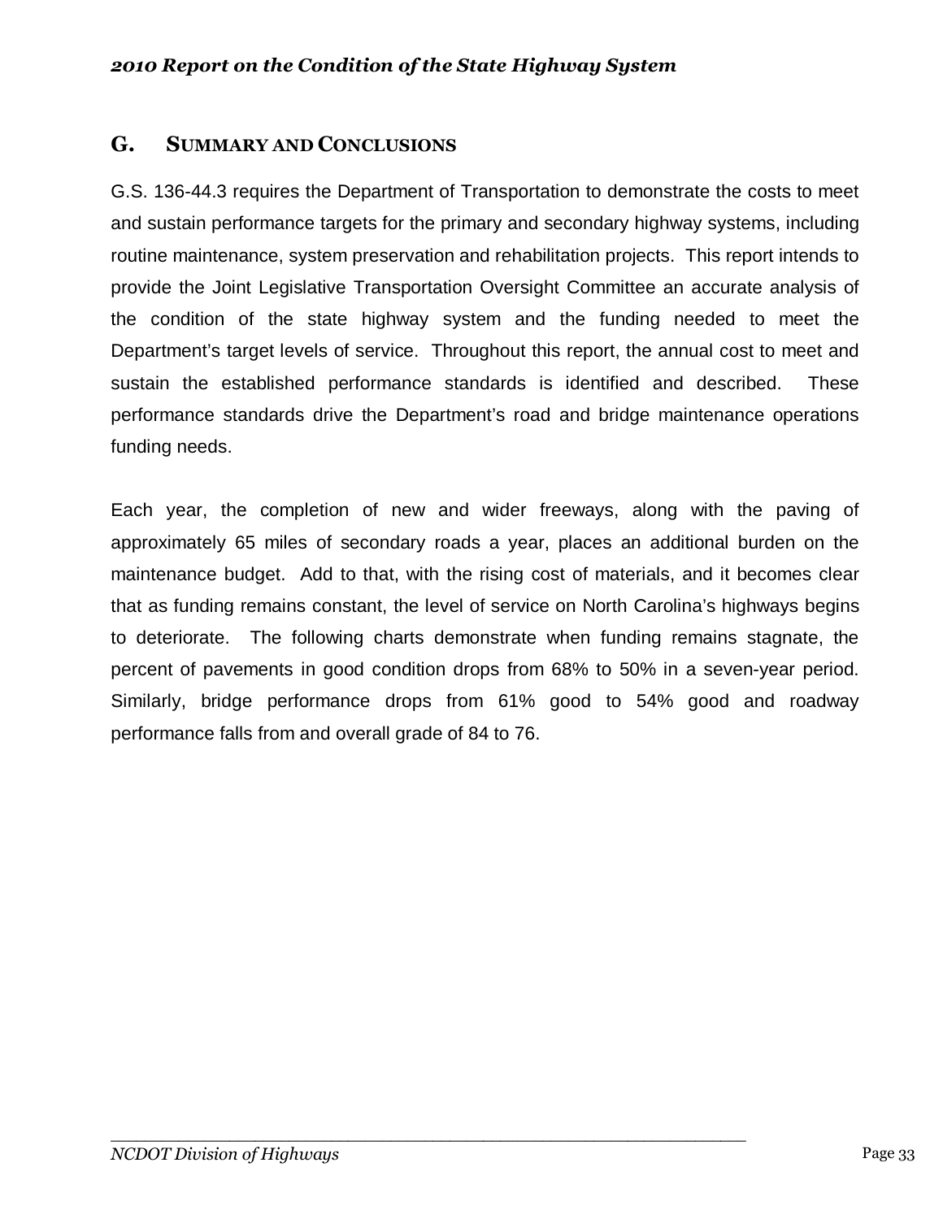## G. Summary and Conclusions

G.S. 136-44.3 requires the Department of Transportation to demonstrate the costs to meet and sustain performance targets for the primary and secondary highway systems, including routine maintenance, system preservation and rehabilitation projects. This report intends to provide the Joint Legislative Transportation Oversight Committee an accurate analysis of the condition of the state highway system and the funding needed to meet the Department's target levels of service. Throughout this report, the annual cost to meet and sustain the established performance standards is identified and described. These performance standards drive the Department's road and bridge maintenance operations funding needs.

Each year, the completion of new and wider freeways, along with the paving of approximately 65 miles of secondary roads a year, places an additional burden on the maintenance budget. Add to that, with the rising cost of materials, and it becomes clear that as funding remains constant, the level of service on North Carolina's highways begins to deteriorate. The following charts demonstrate when funding remains stagnate, the percent of pavements in good condition drops from 68% to 50% in a seven-year period. Similarly, bridge performance drops from 61% good to 54% good and roadway performance falls from and overall grade of 84 to 76.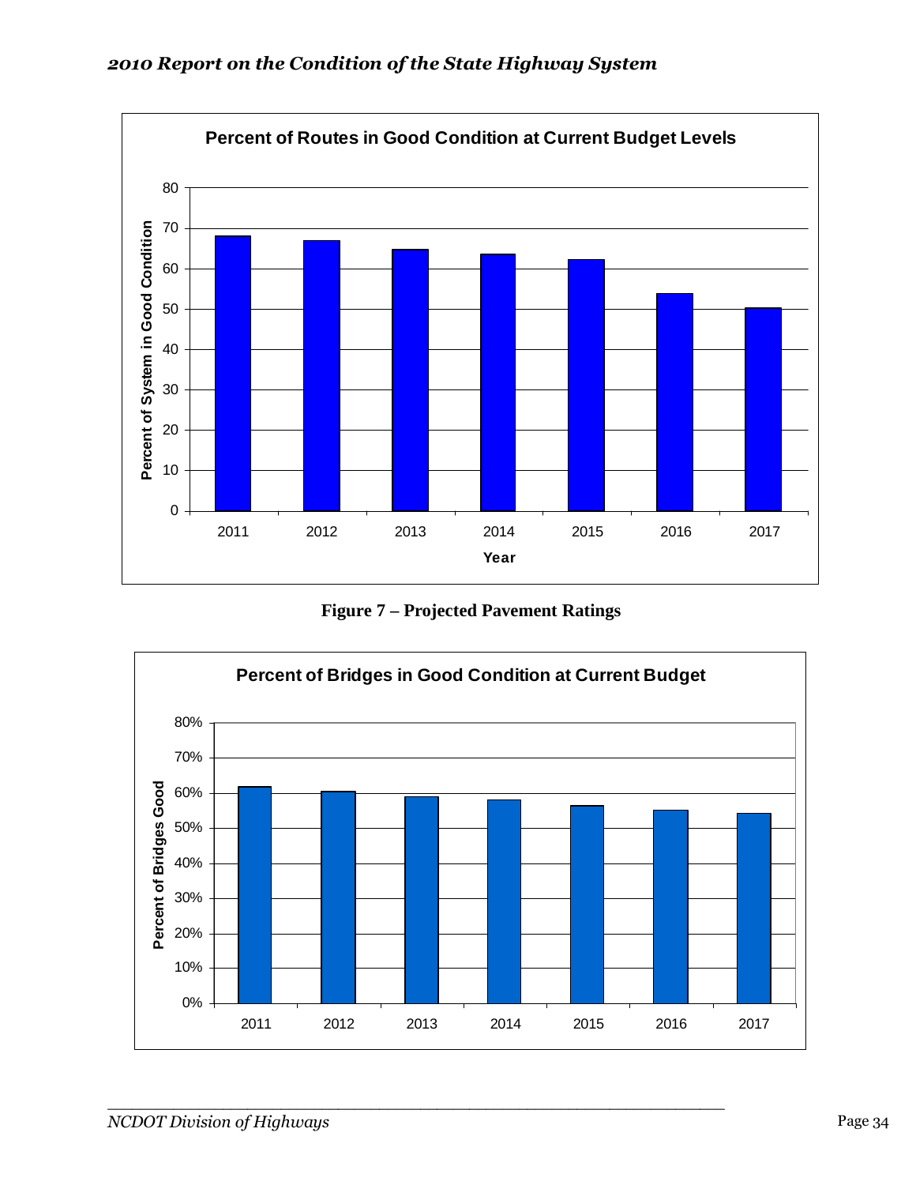**Percent of Routes in Good Condition at Current Budget Levels**

Percent of System in Good Condition

Year

**Figure 7 – Projected Pavement Ratings**

**Percent of Bridges in Good Condition at Current Budget**

Percent of Bridges Good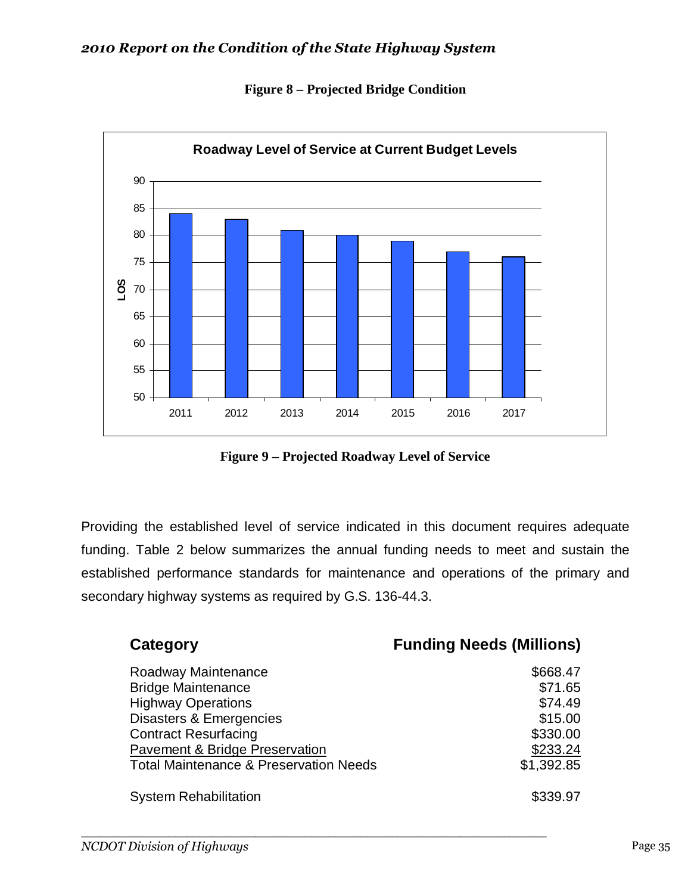**Figure 8 – Projected Bridge Condition**

**Figure 9 – Projected Roadway Level of Service**

Providing the established level of service indicated in this document requires adequate funding. Table 2 below summarizes the annual funding needs to meet and sustain the established performance standards for maintenance and operations of the primary and secondary highway systems as required by G.S. 136-44.3.

| Category | Funding Needs (Millions) |
| --- | --- |
| Roadway Maintenance | \$668.47 |
| Bridge Maintenance | \$71.65 |
| Highway Operations | \$74.49 |
| Disasters & Emergencies | \$15.00 |
| Contract Resurfacing | \$330.00 |
| Pavement & Bridge Preservation | \$233.24 |
| Total Maintenance & Preservation Needs | \$1,392.85 |
| | |
| System Rehabilitation | \$339.97 |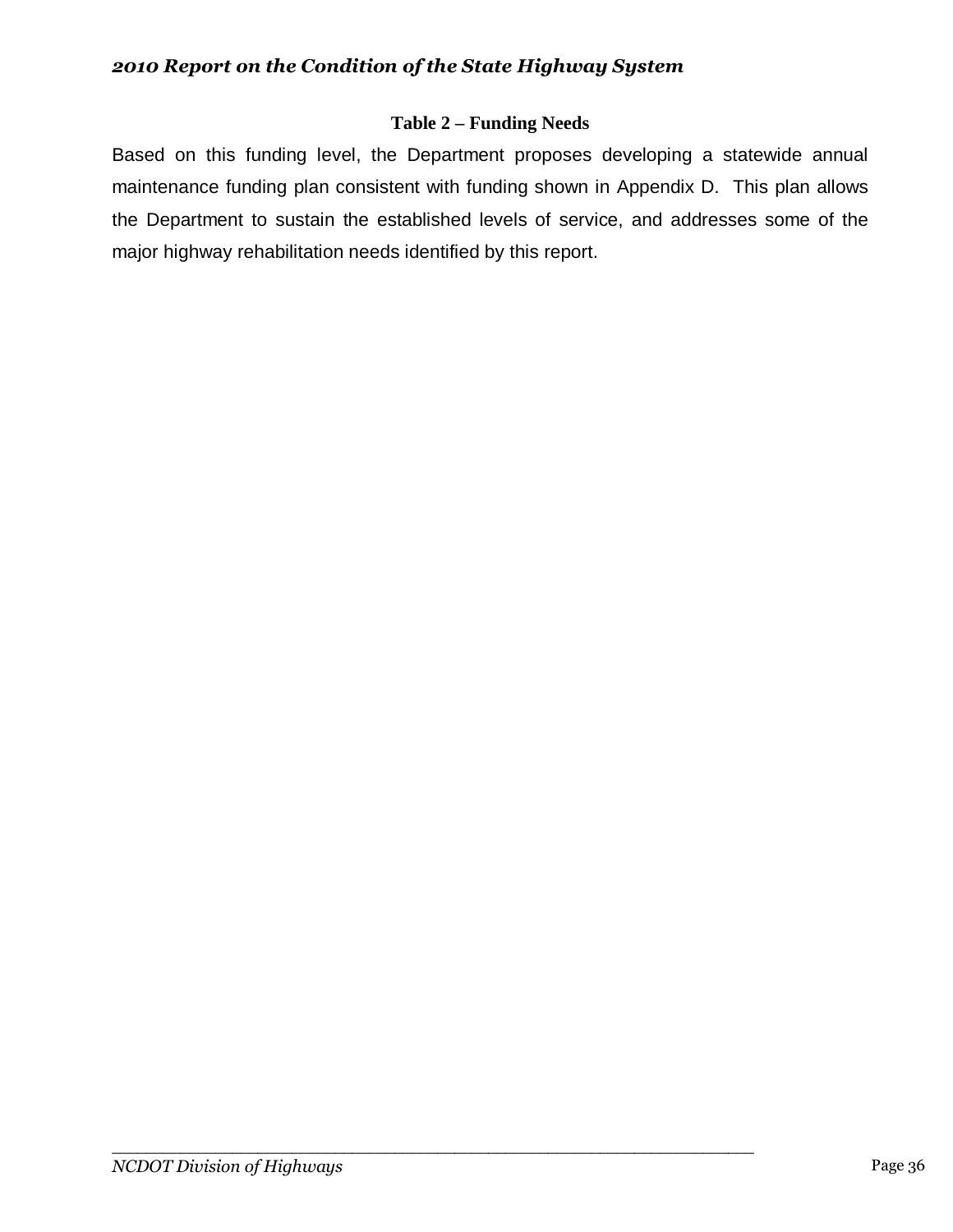**Table 2 – Funding Needs**

Based on this funding level, the Department proposes developing a statewide annual maintenance funding plan consistent with funding shown in Appendix D. This plan allows the Department to sustain the established levels of service, and addresses some of the major highway rehabilitation needs identified by this report.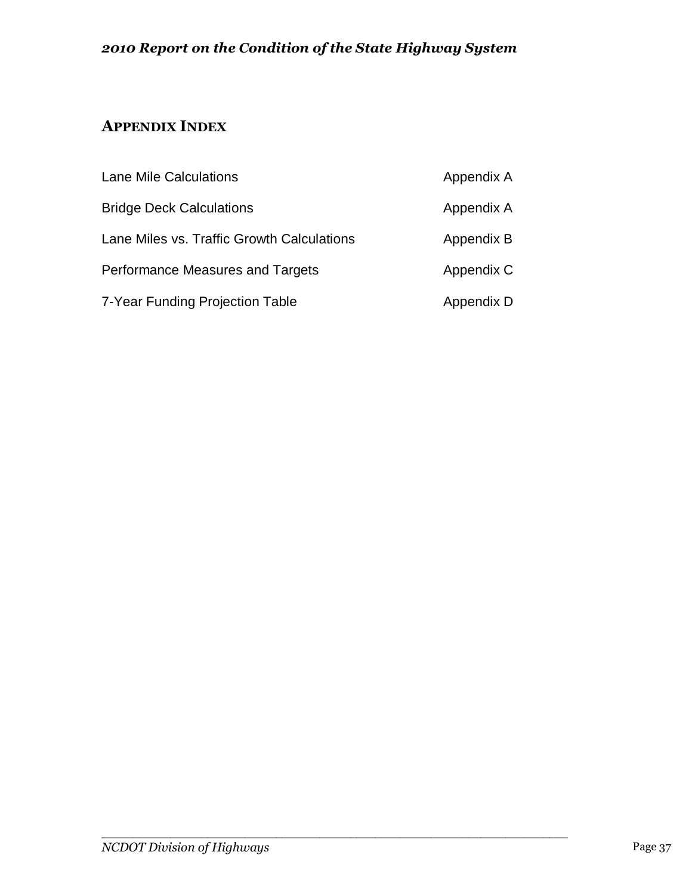## APPENDIX INDEX

| | |
|---|---|
| Lane Mile Calculations | Appendix A |
| Bridge Deck Calculations | Appendix A |
| Lane Miles vs. Traffic Growth Calculations | Appendix B |
| Performance Measures and Targets | Appendix C |
| 7-Year Funding Projection Table | Appendix D |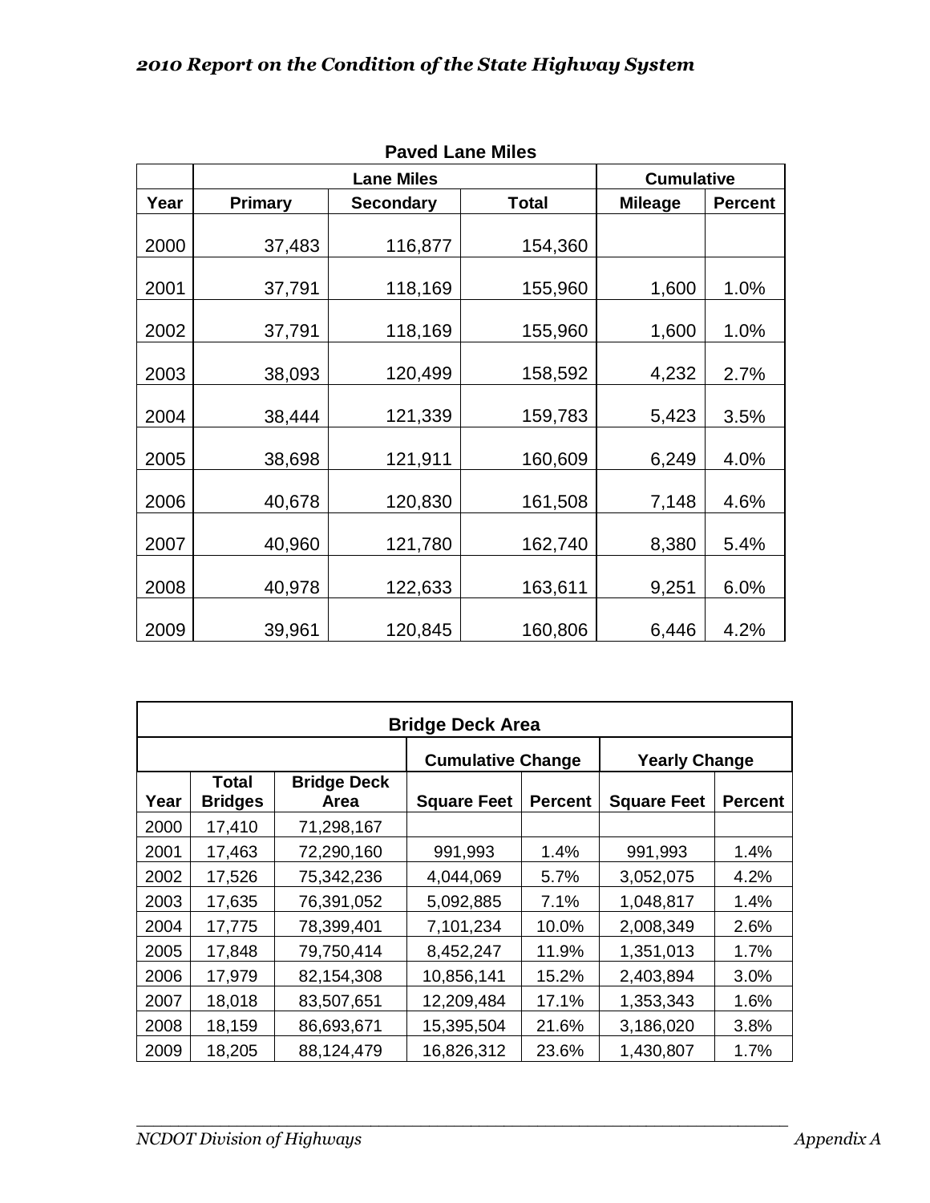**Paved Lane Miles**

| | Lane Miles | | | Cumulative | |
|---|---|---|---|---|---|
| Year | Primary | Secondary | Total | Mileage | Percent |
| 2000 | 37,483 | 116,877 | 154,360 | | |
| 2001 | 37,791 | 118,169 | 155,960 | 1,600 | 1.0% |
| 2002 | 37,791 | 118,169 | 155,960 | 1,600 | 1.0% |
| 2003 | 38,093 | 120,499 | 158,592 | 4,232 | 2.7% |
| 2004 | 38,444 | 121,339 | 159,783 | 5,423 | 3.5% |
| 2005 | 38,698 | 121,911 | 160,609 | 6,249 | 4.0% |
| 2006 | 40,678 | 120,830 | 161,508 | 7,148 | 4.6% |
| 2007 | 40,960 | 121,780 | 162,740 | 8,380 | 5.4% |
| 2008 | 40,978 | 122,633 | 163,611 | 9,251 | 6.0% |
| 2009 | 39,961 | 120,845 | 160,806 | 6,446 | 4.2% |

**Bridge Deck Area**

| | | | Cumulative Change | | Yearly Change | |
|---|---|---|---|---|---|---|
| Year | Total Bridges | Bridge Deck Area | Square Feet | Percent | Square Feet | Percent |
| 2000 | 17,410 | 71,298,167 | | | | |
| 2001 | 17,463 | 72,290,160 | 991,993 | 1.4% | 991,993 | 1.4% |
| 2002 | 17,526 | 75,342,236 | 4,044,069 | 5.7% | 3,052,075 | 4.2% |
| 2003 | 17,635 | 76,391,052 | 5,092,885 | 7.1% | 1,048,817 | 1.4% |
| 2004 | 17,775 | 78,399,401 | 7,101,234 | 10.0% | 2,008,349 | 2.6% |
| 2005 | 17,848 | 79,750,414 | 8,452,247 | 11.9% | 1,351,013 | 1.7% |
| 2006 | 17,979 | 82,154,308 | 10,856,141 | 15.2% | 2,403,894 | 3.0% |
| 2007 | 18,018 | 83,507,651 | 12,209,484 | 17.1% | 1,353,343 | 1.6% |
| 2008 | 18,159 | 86,693,671 | 15,395,504 | 21.6% | 3,186,020 | 3.8% |
| 2009 | 18,205 | 88,124,479 | 16,826,312 | 23.6% | 1,430,807 | 1.7% |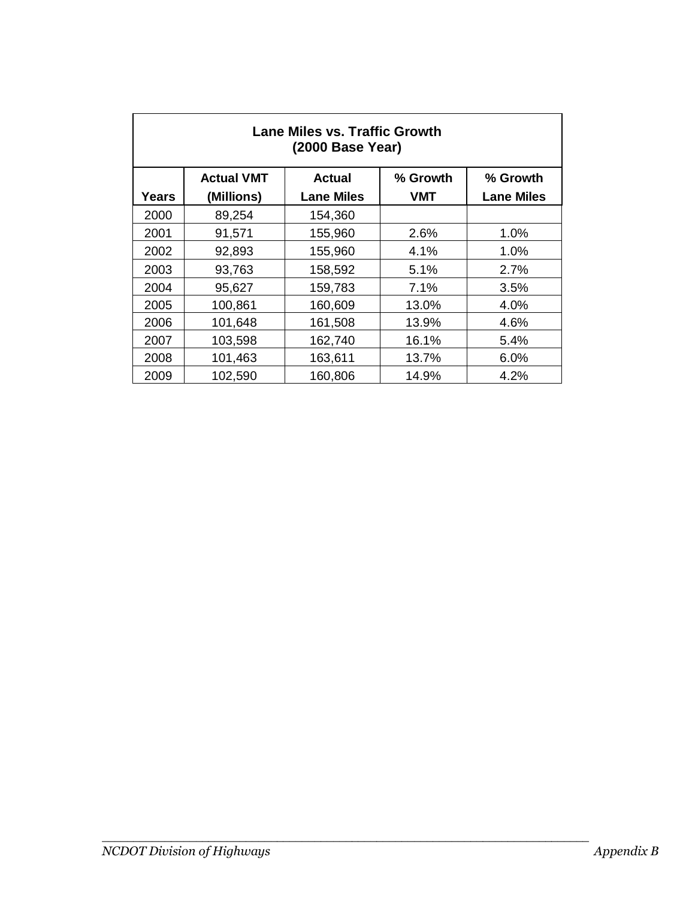| Lane Miles vs. Traffic Growth (2000 Base Year) | | | | |
|---|---|---|---|---|
| Years | Actual VMT (Millions) | Actual Lane Miles | % Growth VMT | % Growth Lane Miles |
| 2000 | 89,254 | 154,360 | | |
| 2001 | 91,571 | 155,960 | 2.6% | 1.0% |
| 2002 | 92,893 | 155,960 | 4.1% | 1.0% |
| 2003 | 93,763 | 158,592 | 5.1% | 2.7% |
| 2004 | 95,627 | 159,783 | 7.1% | 3.5% |
| 2005 | 100,861 | 160,609 | 13.0% | 4.0% |
| 2006 | 101,648 | 161,508 | 13.9% | 4.6% |
| 2007 | 103,598 | 162,740 | 16.1% | 5.4% |
| 2008 | 101,463 | 163,611 | 13.7% | 6.0% |
| 2009 | 102,590 | 160,806 | 14.9% | 4.2% |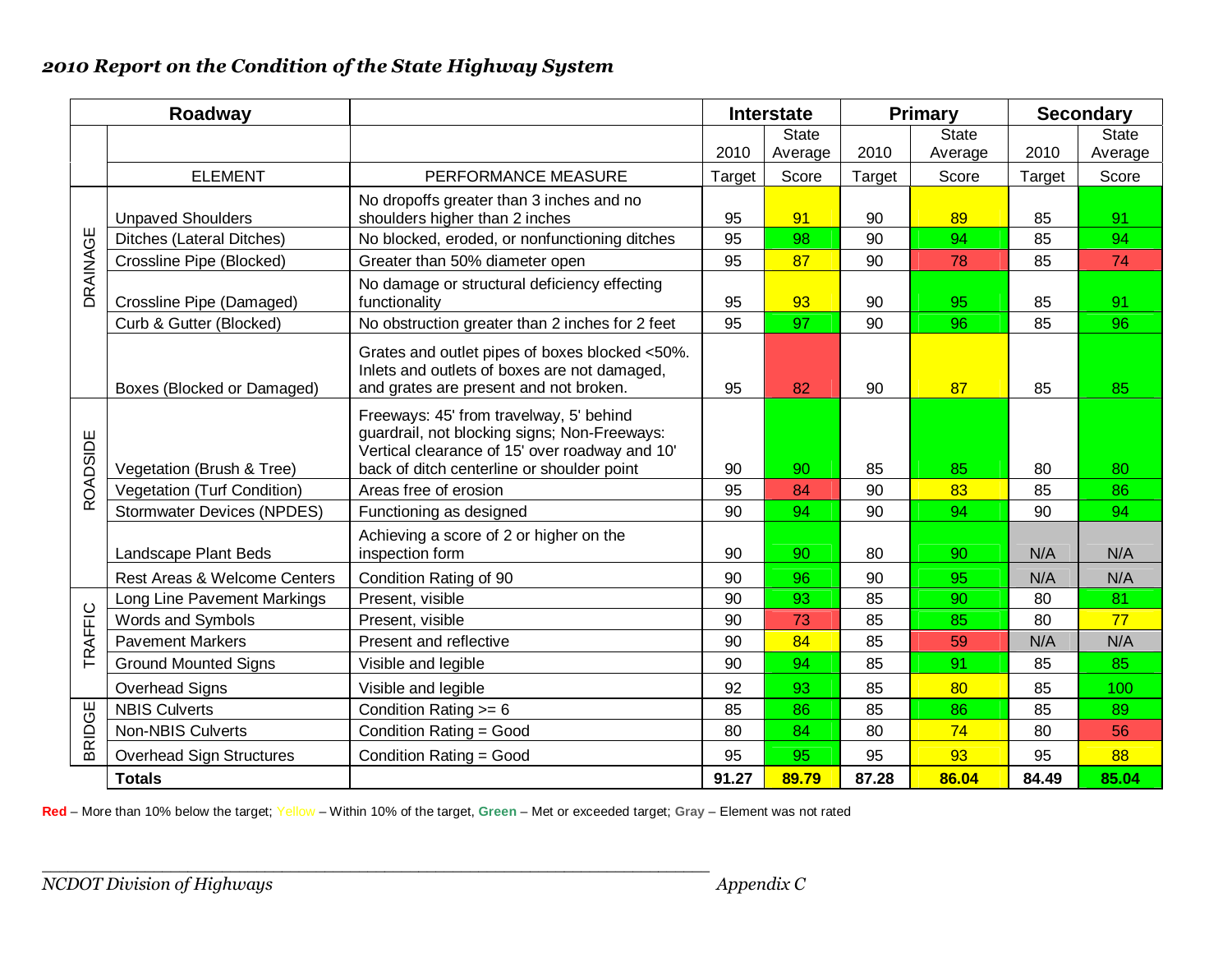*2010 Report on the Condition of the State Highway System*

| Roadway | | | Interstate | | Primary | | Secondary | |
|---|---|---|---|---|---|---|---|---|
| | | | 2010 Target | State Average Score | 2010 Target | State Average Score | 2010 Target | State Average Score |
| | ELEMENT | PERFORMANCE MEASURE | | | | | | |
| DRAINAGE | Unpaved Shoulders | No dropoffs greater than 3 inches and no shoulders higher than 2 inches | 95 | 91 | 90 | 89 | 85 | 91 |
| DRAINAGE | Ditches (Lateral Ditches) | No blocked, eroded, or nonfunctioning ditches | 95 | 98 | 90 | 94 | 85 | 94 |
| DRAINAGE | Crossline Pipe (Blocked) | Greater than 50% diameter open | 95 | 87 | 90 | 78 | 85 | 74 |
| DRAINAGE | Crossline Pipe (Damaged) | No damage or structural deficiency effecting functionality | 95 | 93 | 90 | 95 | 85 | 91 |
| DRAINAGE | Curb & Gutter (Blocked) | No obstruction greater than 2 inches for 2 feet | 95 | 97 | 90 | 96 | 85 | 96 |
| DRAINAGE | Boxes (Blocked or Damaged) | Grates and outlet pipes of boxes blocked <50%. Inlets and outlets of boxes are not damaged, and grates are present and not broken. | 95 | 82 | 90 | 87 | 85 | 85 |
| ROADSIDE | Vegetation (Brush & Tree) | Freeways: 45' from travelway, 5' behind guardrail, not blocking signs; Non-Freeways: Vertical clearance of 15' over roadway and 10' back of ditch centerline or shoulder point | 90 | 90 | 85 | 85 | 80 | 80 |
| ROADSIDE | Vegetation (Turf Condition) | Areas free of erosion | 95 | 84 | 90 | 83 | 85 | 86 |
| ROADSIDE | Stormwater Devices (NPDES) | Functioning as designed | 90 | 94 | 90 | 94 | 90 | 94 |
| ROADSIDE | Landscape Plant Beds | Achieving a score of 2 or higher on the inspection form | 90 | 90 | 80 | 90 | N/A | N/A |
| ROADSIDE | Rest Areas & Welcome Centers | Condition Rating of 90 | 90 | 96 | 90 | 95 | N/A | N/A |
| TRAFFIC | Long Line Pavement Markings | Present, visible | 90 | 93 | 85 | 90 | 80 | 81 |
| TRAFFIC | Words and Symbols | Present, visible | 90 | 73 | 85 | 85 | 80 | 77 |
| TRAFFIC | Pavement Markers | Present and reflective | 90 | 84 | 85 | 59 | N/A | N/A |
| TRAFFIC | Ground Mounted Signs | Visible and legible | 90 | 94 | 85 | 91 | 85 | 85 |
| TRAFFIC | Overhead Signs | Visible and legible | 92 | 93 | 85 | 80 | 85 | 100 |
| BRIDGE | NBIS Culverts | Condition Rating >= 6 | 85 | 86 | 85 | 86 | 85 | 89 |
| BRIDGE | Non-NBIS Culverts | Condition Rating = Good | 80 | 84 | 80 | 74 | 80 | 56 |
| BRIDGE | Overhead Sign Structures | Condition Rating = Good | 95 | 95 | 95 | 93 | 95 | 88 |
| | **Totals** | | **91.27** | **89.79** | **87.28** | **86.04** | **84.49** | **85.04** |

**Red** – More than 10% below the target; Yellow – Within 10% of the target, **Green** – Met or exceeded target; **Gray** – Element was not rated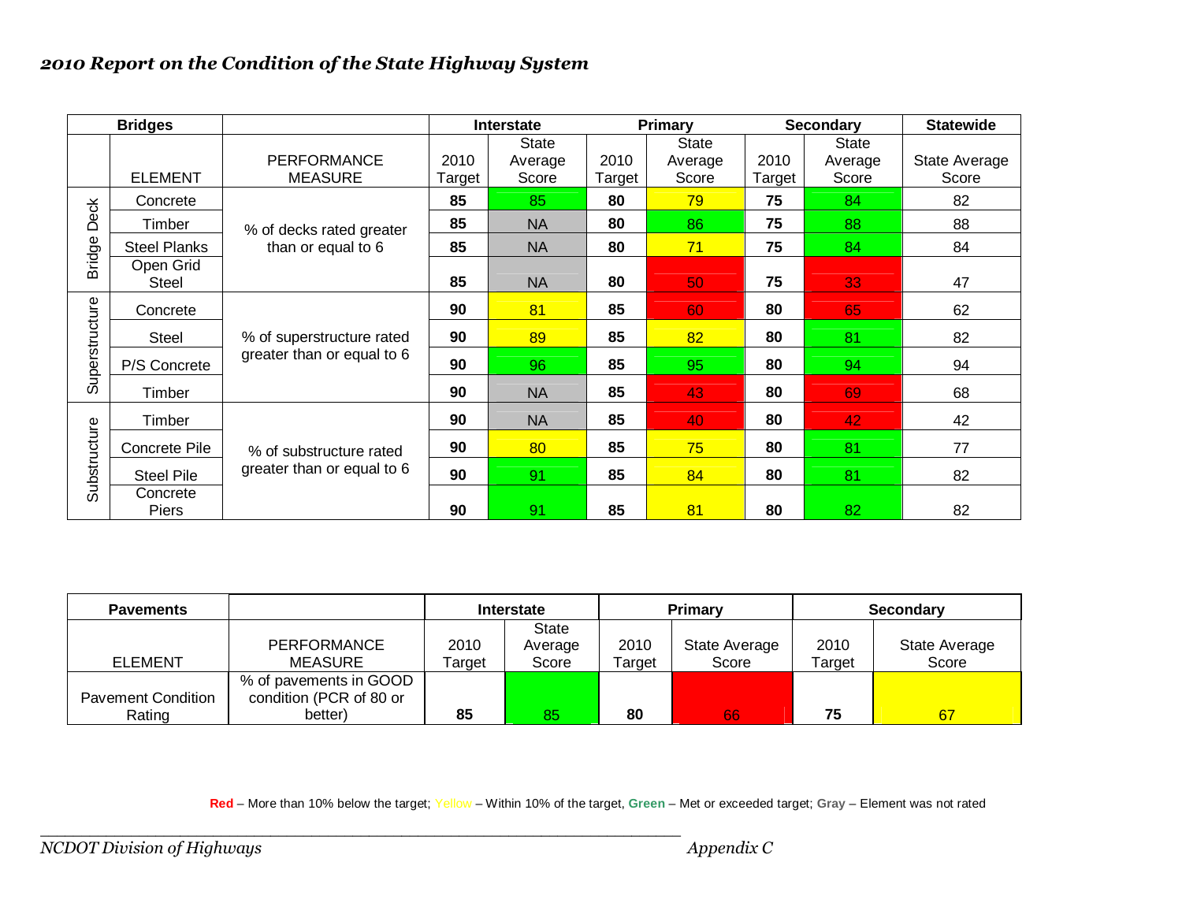*2010 Report on the Condition of the State Highway System*

| Bridges | | | Interstate | | Primary | | Secondary | | Statewide |
|---|---|---|---|---|---|---|---|---|---|
| | ELEMENT | PERFORMANCE MEASURE | 2010 Target | State Average Score | 2010 Target | State Average Score | 2010 Target | State Average Score | State Average Score |
| Bridge Deck | Concrete | % of decks rated greater than or equal to 6 | **85** | 85 | **80** | 79 | **75** | 84 | 82 |
| | Timber | | **85** | NA | **80** | 86 | **75** | 88 | 88 |
| | Steel Planks | | **85** | NA | **80** | 71 | **75** | 84 | 84 |
| | Open Grid Steel | | **85** | NA | **80** | 50 | **75** | 33 | 47 |
| Superstructure | Concrete | % of superstructure rated greater than or equal to 6 | **90** | 81 | **85** | 60 | **80** | 65 | 62 |
| | Steel | | **90** | 89 | **85** | 82 | **80** | 81 | 82 |
| | P/S Concrete | | **90** | 96 | **85** | 95 | **80** | 94 | 94 |
| | Timber | | **90** | NA | **85** | 43 | **80** | 69 | 68 |
| Substructure | Timber | % of substructure rated greater than or equal to 6 | **90** | NA | **85** | 40 | **80** | 42 | 42 |
| | Concrete Pile | | **90** | 80 | **85** | 75 | **80** | 81 | 77 |
| | Steel Pile | | **90** | 91 | **85** | 84 | **80** | 81 | 82 |
| | Concrete Piers | | **90** | 91 | **85** | 81 | **80** | 82 | 82 |

| Pavements | | Interstate | | Primary | | Secondary | |
|---|---|---|---|---|---|---|---|
| ELEMENT | PERFORMANCE MEASURE | 2010 Target | State Average Score | 2010 Target | State Average Score | 2010 Target | State Average Score |
| Pavement Condition Rating | % of pavements in GOOD condition (PCR of 80 or better) | **85** | 85 | **80** | 66 | **75** | 67 |

**Red** – More than 10% below the target; Yellow – Within 10% of the target, **Green** – Met or exceeded target; **Gray** – Element was not rated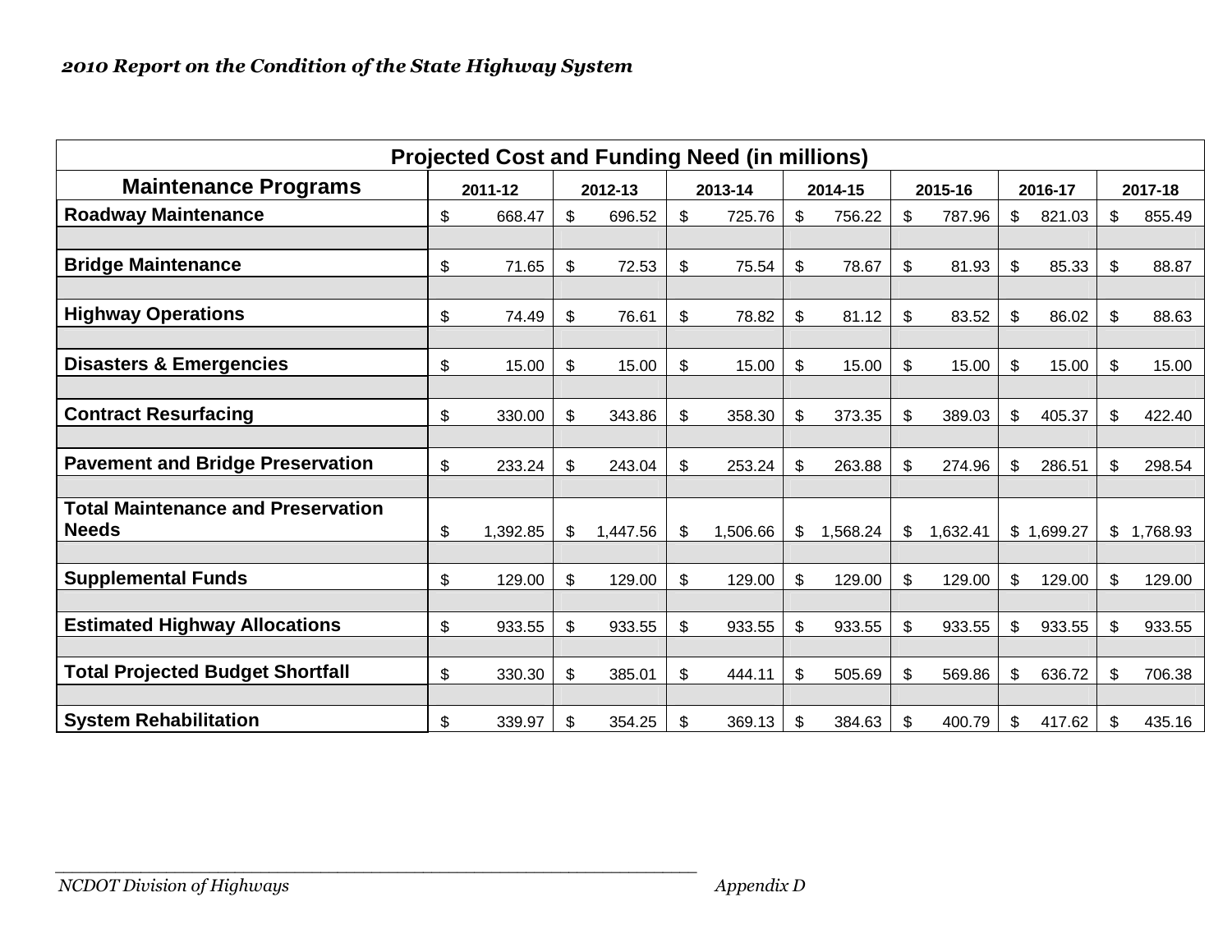| Projected Cost and Funding Need (in millions) | | | | | | | |
|---|---|---|---|---|---|---|---|
| **Maintenance Programs** | 2011-12 | 2012-13 | 2013-14 | 2014-15 | 2015-16 | 2016-17 | 2017-18 |
| **Roadway Maintenance** | $ 668.47 | $ 696.52 | $ 725.76 | $ 756.22 | $ 787.96 | $ 821.03 | $ 855.49 |
| **Bridge Maintenance** | $ 71.65 | $ 72.53 | $ 75.54 | $ 78.67 | $ 81.93 | $ 85.33 | $ 88.87 |
| **Highway Operations** | $ 74.49 | $ 76.61 | $ 78.82 | $ 81.12 | $ 83.52 | $ 86.02 | $ 88.63 |
| **Disasters & Emergencies** | $ 15.00 | $ 15.00 | $ 15.00 | $ 15.00 | $ 15.00 | $ 15.00 | $ 15.00 |
| **Contract Resurfacing** | $ 330.00 | $ 343.86 | $ 358.30 | $ 373.35 | $ 389.03 | $ 405.37 | $ 422.40 |
| **Pavement and Bridge Preservation** | $ 233.24 | $ 243.04 | $ 253.24 | $ 263.88 | $ 274.96 | $ 286.51 | $ 298.54 |
| **Total Maintenance and Preservation Needs** | $ 1,392.85 | $ 1,447.56 | $ 1,506.66 | $ 1,568.24 | $ 1,632.41 | $ 1,699.27 | $ 1,768.93 |
| **Supplemental Funds** | $ 129.00 | $ 129.00 | $ 129.00 | $ 129.00 | $ 129.00 | $ 129.00 | $ 129.00 |
| **Estimated Highway Allocations** | $ 933.55 | $ 933.55 | $ 933.55 | $ 933.55 | $ 933.55 | $ 933.55 | $ 933.55 |
| **Total Projected Budget Shortfall** | $ 330.30 | $ 385.01 | $ 444.11 | $ 505.69 | $ 569.86 | $ 636.72 | $ 706.38 |
| **System Rehabilitation** | $ 339.97 | $ 354.25 | $ 369.13 | $ 384.63 | $ 400.79 | $ 417.62 | $ 435.16 |